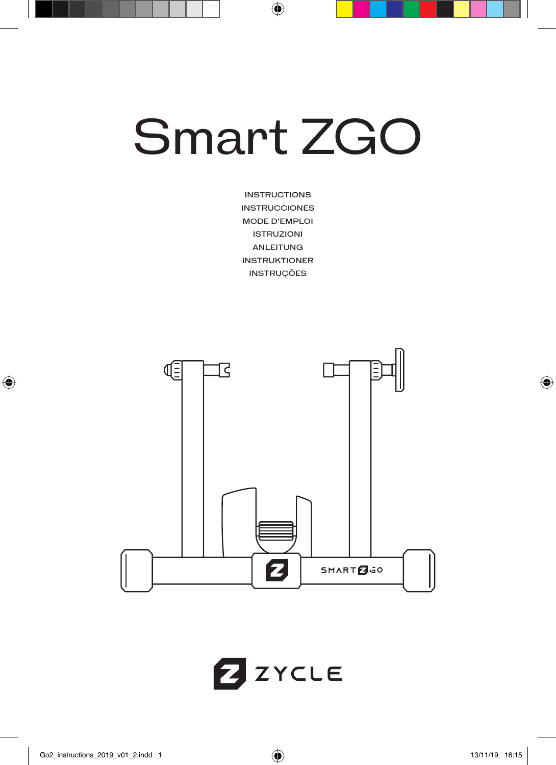# Smart ZGO

INSTRUCTIONS
INSTRUCCIONES
MODE D'EMPLOI
ISTRUZIONI
ANLEITUNG
INSTRUKTIONER
INSTRUÇÕES

ZYCLE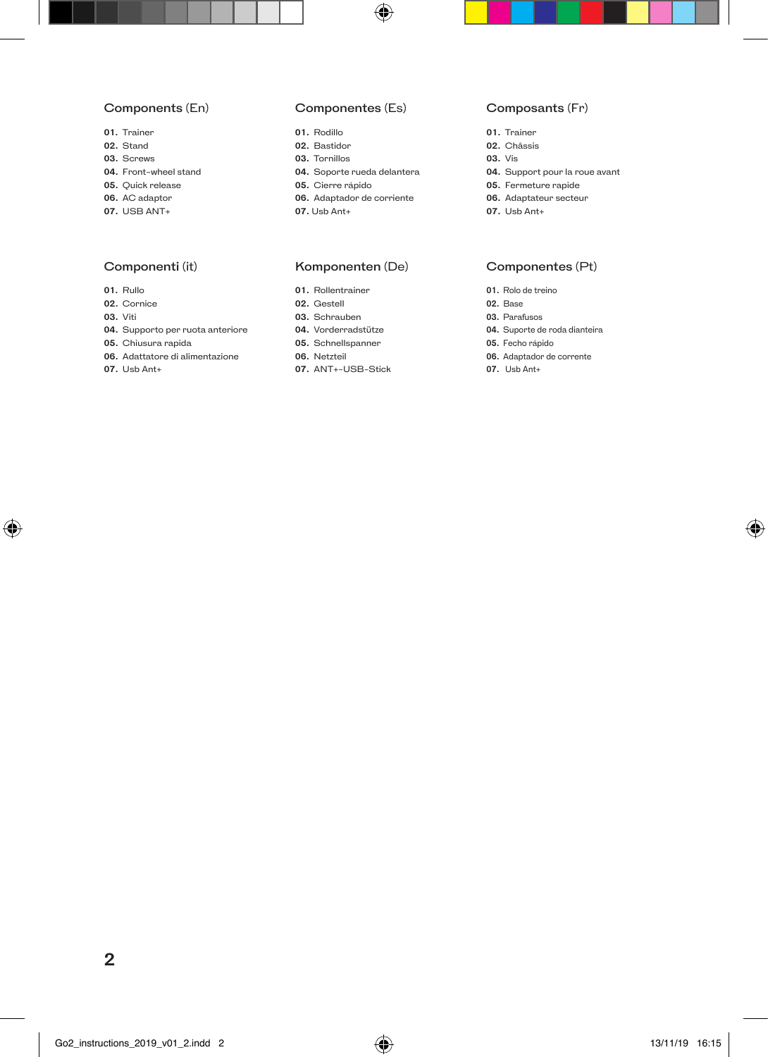## Components (En)

**01.** Trainer
**02.** Stand
**03.** Screws
**04.** Front-wheel stand
**05.** Quick release
**06.** AC adaptor
**07.** USB ANT+

## Componentes (Es)

**01.** Rodillo
**02.** Bastidor
**03.** Tornillos
**04.** Soporte rueda delantera
**05.** Cierre rápido
**06.** Adaptador de corriente
**07.** Usb Ant+

## Composants (Fr)

**01.** Trainer
**02.** Châssis
**03.** Vis
**04.** Support pour la roue avant
**05.** Fermeture rapide
**06.** Adaptateur secteur
**07.** Usb Ant+

## Componenti (it)

**01.** Rullo
**02.** Cornice
**03.** Viti
**04.** Supporto per ruota anteriore
**05.** Chiusura rapida
**06.** Adattatore di alimentazione
**07.** Usb Ant+

## Komponenten (De)

**01.** Rollentrainer
**02.** Gestell
**03.** Schrauben
**04.** Vorderradstütze
**05.** Schnellspanner
**06.** Netzteil
**07.** ANT+-USB-Stick

## Componentes (Pt)

**01.** Rolo de treino
**02.** Base
**03.** Parafusos
**04.** Suporte de roda dianteira
**05.** Fecho rápido
**06.** Adaptador de corrente
**07.** Usb Ant+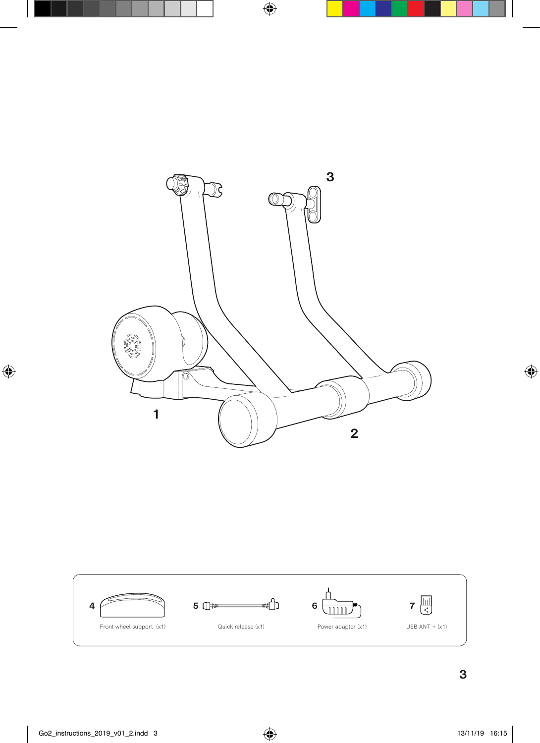3

1

2

4 Front wheel support (x1)

5 Quick release (x1)

6 Power adapter (x1)

7 USB ANT + (x1)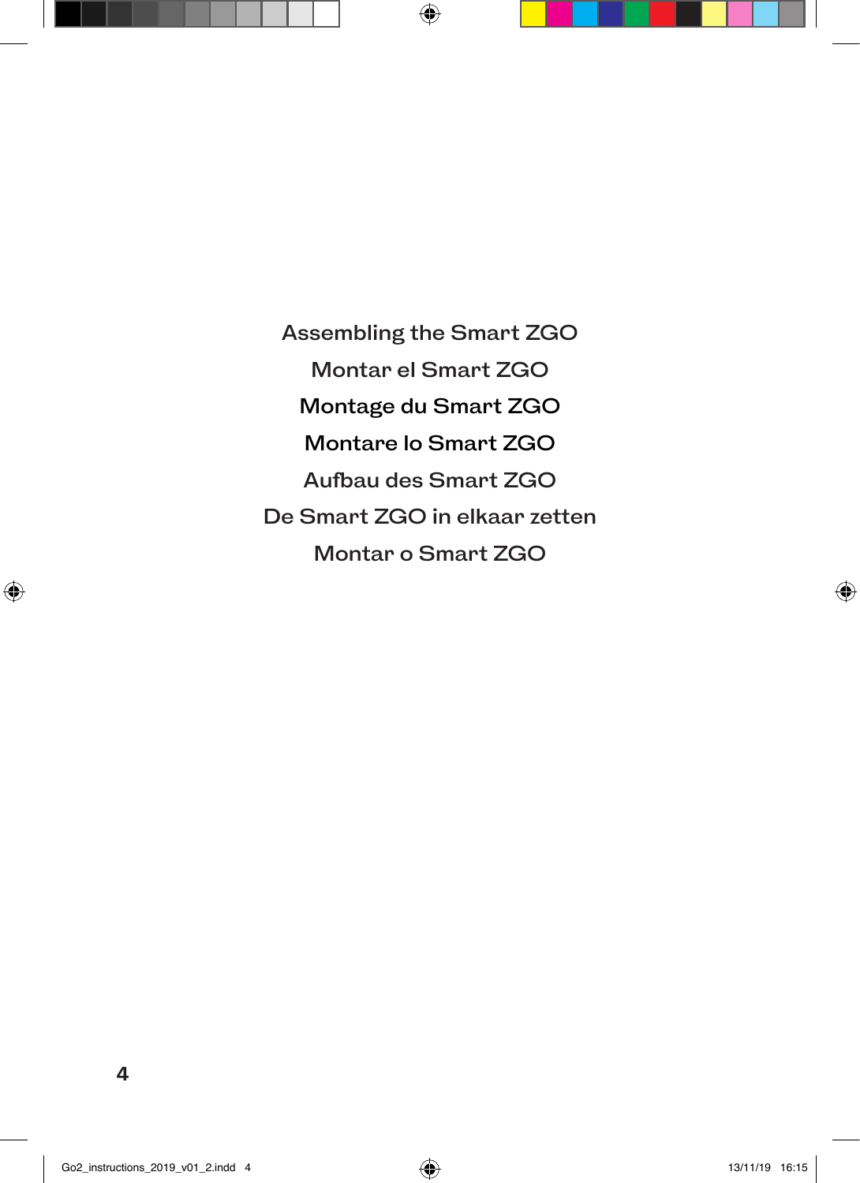# Assembling the Smart ZGO

# Montar el Smart ZGO

# Montage du Smart ZGO

# Montare lo Smart ZGO

# Aufbau des Smart ZGO

# De Smart ZGO in elkaar zetten

# Montar o Smart ZGO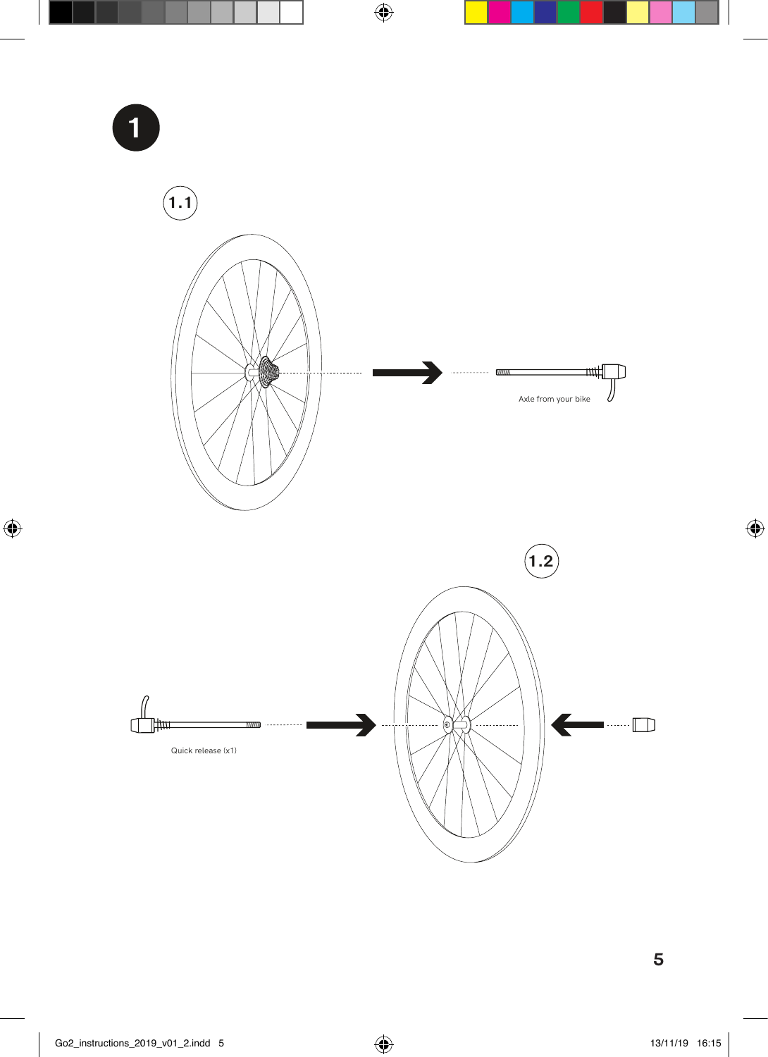# 1

## 1.1

Axle from your bike

## 1.2

Quick release (x1)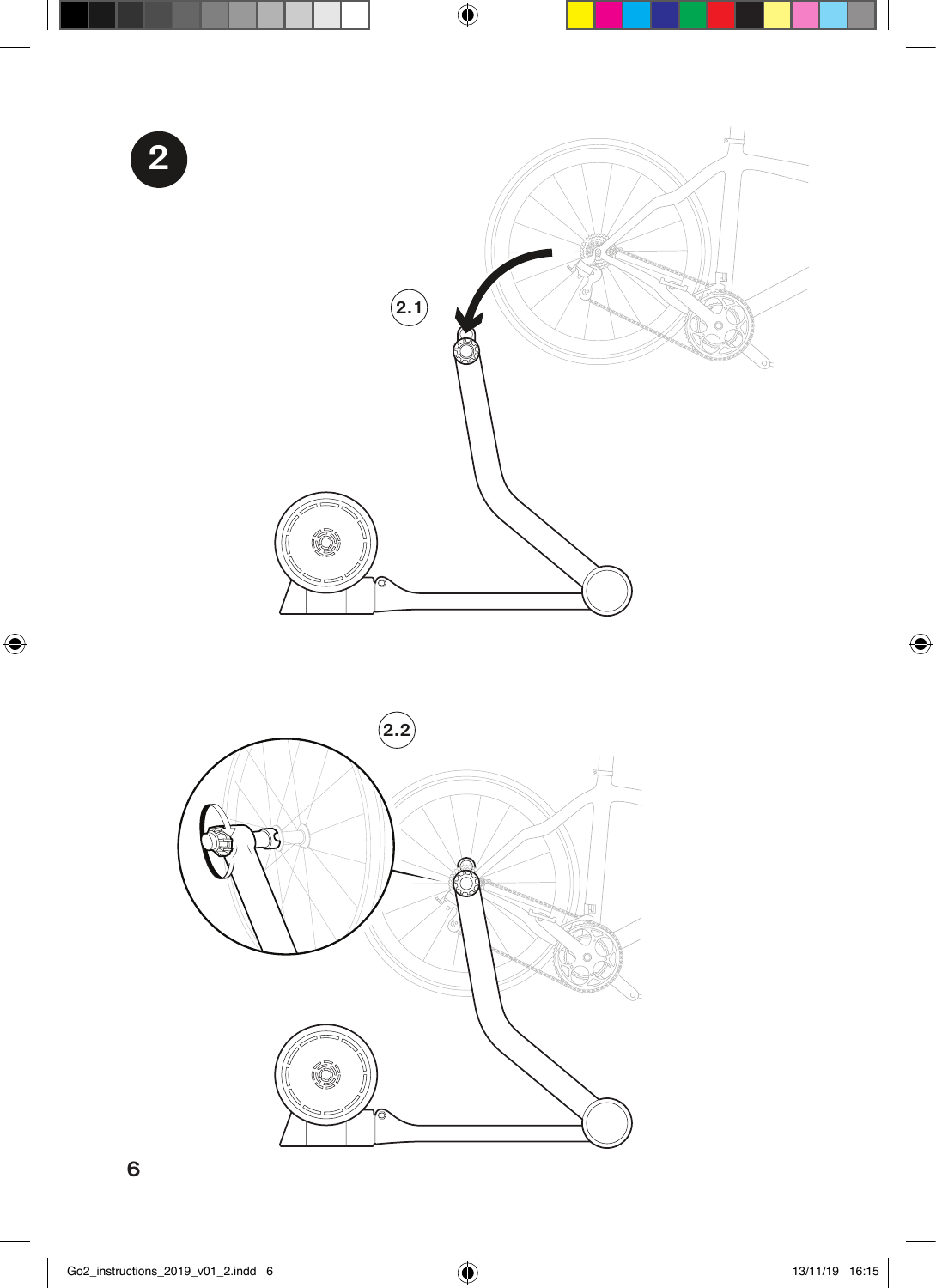# 2

2.1

2.2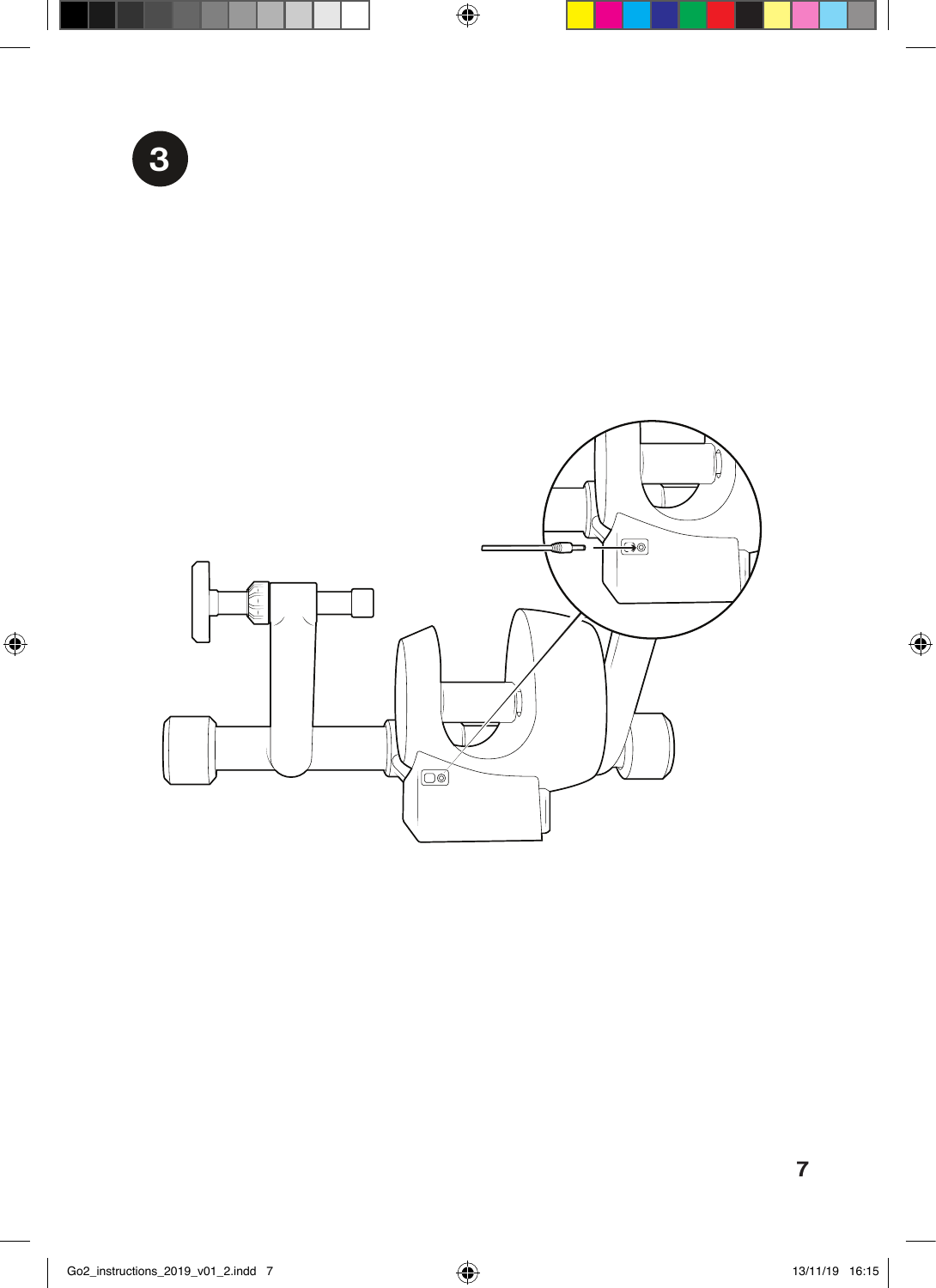3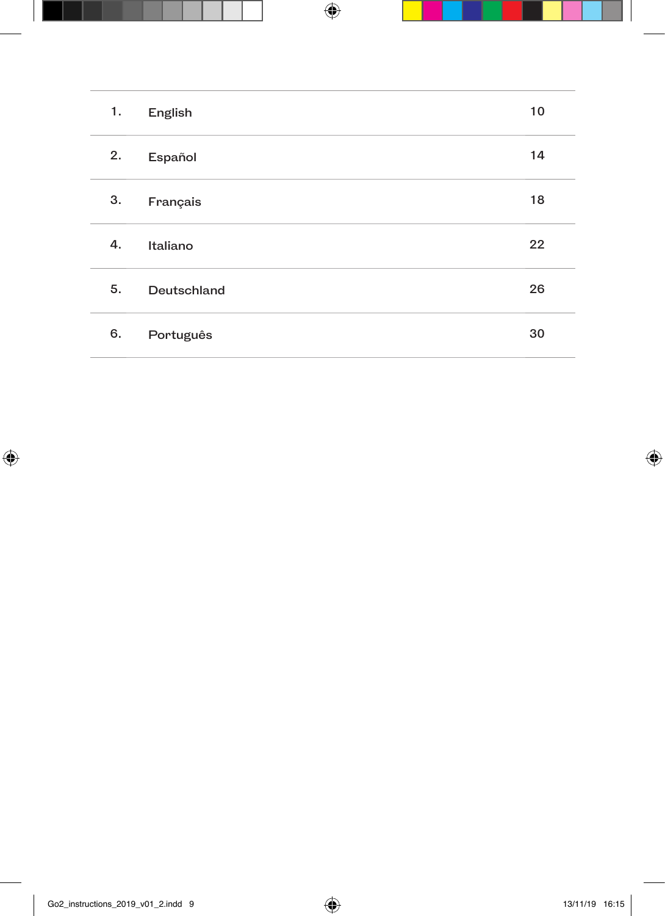| | | |
|---|---|---|
| 1. | English | 10 |
| 2. | Español | 14 |
| 3. | Français | 18 |
| 4. | Italiano | 22 |
| 5. | Deutschland | 26 |
| 6. | Português | 30 |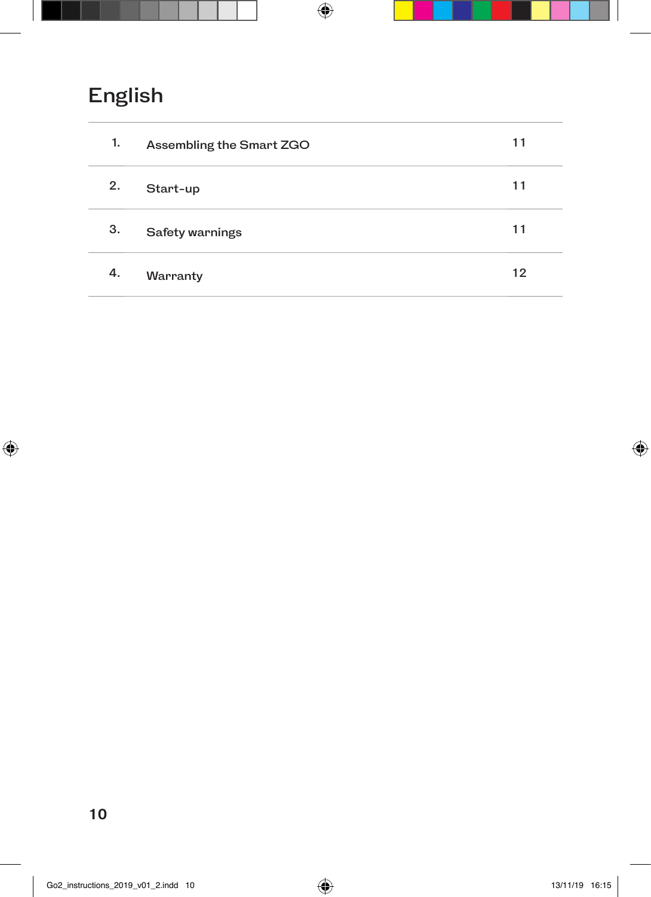# English

| | | |
|---|---|---|
| 1. | Assembling the Smart ZGO | 11 |
| 2. | Start-up | 11 |
| 3. | Safety warnings | 11 |
| 4. | Warranty | 12 |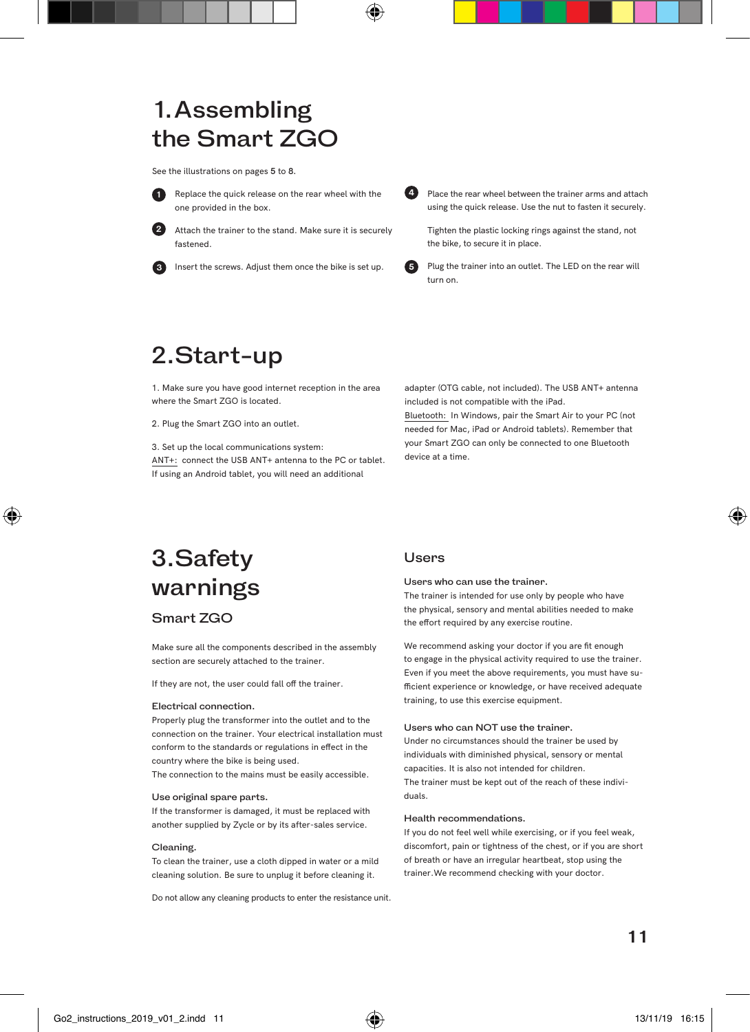# 1. Assembling the Smart ZGO

See the illustrations on pages 5 to 8.

1. Replace the quick release on the rear wheel with the one provided in the box.
2. Attach the trainer to the stand. Make sure it is securely fastened.
3. Insert the screws. Adjust them once the bike is set up.
4. Place the rear wheel between the trainer arms and attach using the quick release. Use the nut to fasten it securely.

   Tighten the plastic locking rings against the stand, not the bike, to secure it in place.
5. Plug the trainer into an outlet. The LED on the rear will turn on.

# 2. Start-up

1. Make sure you have good internet reception in the area where the Smart ZGO is located.

2. Plug the Smart ZGO into an outlet.

3. Set up the local communications system:
ANT+: connect the USB ANT+ antenna to the PC or tablet. If using an Android tablet, you will need an additional adapter (OTG cable, not included). The USB ANT+ antenna included is not compatible with the iPad.
Bluetooth: In Windows, pair the Smart Air to your PC (not needed for Mac, iPad or Android tablets). Remember that your Smart ZGO can only be connected to one Bluetooth device at a time.

# 3. Safety warnings

## Smart ZGO

Make sure all the components described in the assembly section are securely attached to the trainer.

If they are not, the user could fall off the trainer.

### Electrical connection.

Properly plug the transformer into the outlet and to the connection on the trainer. Your electrical installation must conform to the standards or regulations in effect in the country where the bike is being used.
The connection to the mains must be easily accessible.

### Use original spare parts.

If the transformer is damaged, it must be replaced with another supplied by Zycle or by its after-sales service.

### Cleaning.

To clean the trainer, use a cloth dipped in water or a mild cleaning solution. Be sure to unplug it before cleaning it.

Do not allow any cleaning products to enter the resistance unit.

## Users

### Users who can use the trainer.

The trainer is intended for use only by people who have the physical, sensory and mental abilities needed to make the effort required by any exercise routine.

We recommend asking your doctor if you are fit enough to engage in the physical activity required to use the trainer. Even if you meet the above requirements, you must have sufficient experience or knowledge, or have received adequate training, to use this exercise equipment.

### Users who can NOT use the trainer.

Under no circumstances should the trainer be used by individuals with diminished physical, sensory or mental capacities. It is also not intended for children.
The trainer must be kept out of the reach of these individuals.

### Health recommendations.

If you do not feel well while exercising, or if you feel weak, discomfort, pain or tightness of the chest, or if you are short of breath or have an irregular heartbeat, stop using the trainer. We recommend checking with your doctor.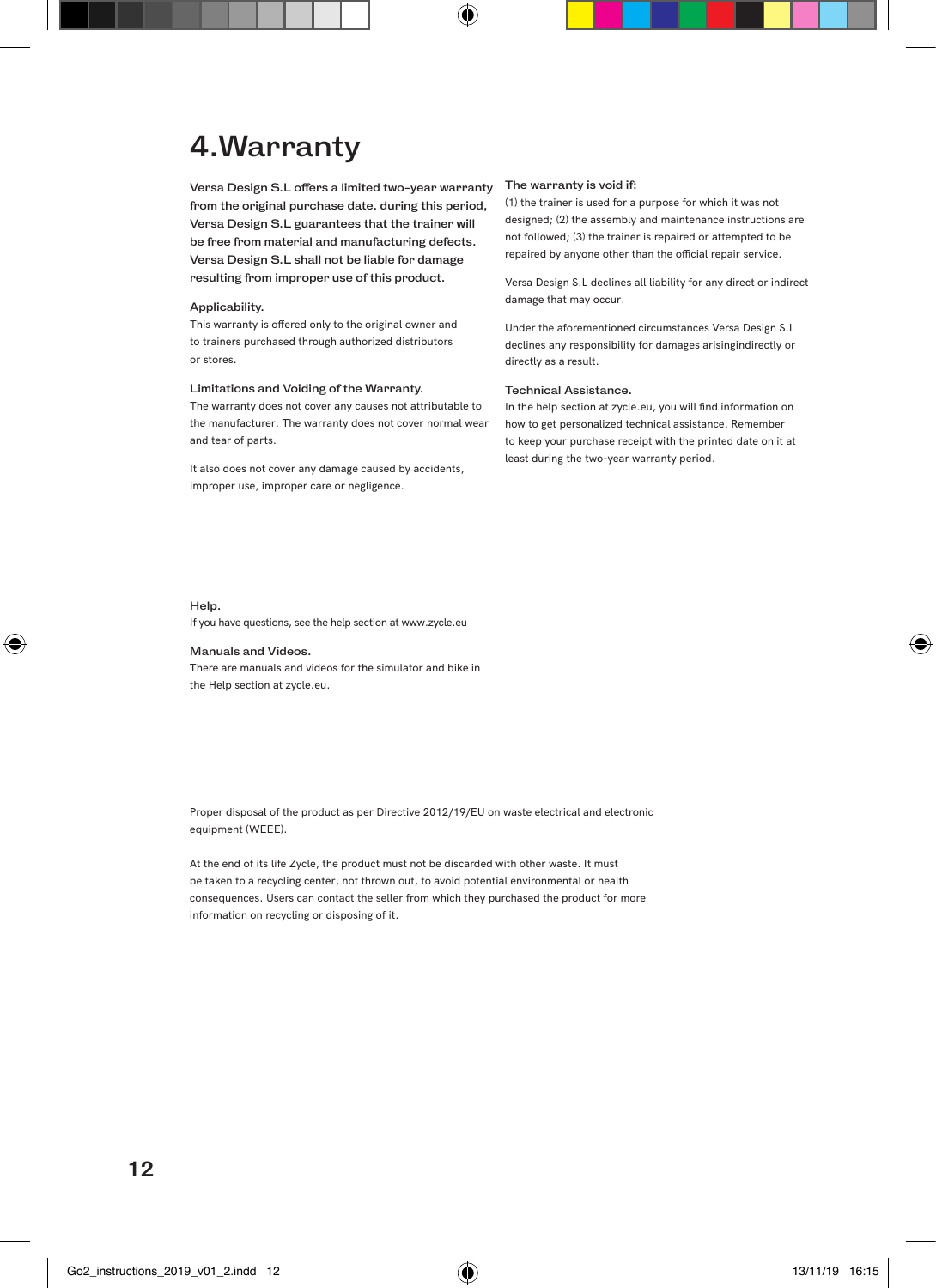# 4. Warranty

**Versa Design S.L offers a limited two-year warranty from the original purchase date. during this period, Versa Design S.L guarantees that the trainer will be free from material and manufacturing defects. Versa Design S.L shall not be liable for damage resulting from improper use of this product.**

### Applicability.

This warranty is offered only to the original owner and to trainers purchased through authorized distributors or stores.

### Limitations and Voiding of the Warranty.

The warranty does not cover any causes not attributable to the manufacturer. The warranty does not cover normal wear and tear of parts.

It also does not cover any damage caused by accidents, improper use, improper care or negligence.

### The warranty is void if:

(1) the trainer is used for a purpose for which it was not designed; (2) the assembly and maintenance instructions are not followed; (3) the trainer is repaired or attempted to be repaired by anyone other than the official repair service.

Versa Design S.L declines all liability for any direct or indirect damage that may occur.

Under the aforementioned circumstances Versa Design S.L declines any responsibility for damages arisingindirectly or directly as a result.

### Technical Assistance.

In the help section at zycle.eu, you will find information on how to get personalized technical assistance. Remember to keep your purchase receipt with the printed date on it at least during the two-year warranty period.

### Help.

If you have questions, see the help section at www.zycle.eu

### Manuals and Videos.

There are manuals and videos for the simulator and bike in the Help section at zycle.eu.

Proper disposal of the product as per Directive 2012/19/EU on waste electrical and electronic equipment (WEEE).

At the end of its life Zycle, the product must not be discarded with other waste. It must be taken to a recycling center, not thrown out, to avoid potential environmental or health consequences. Users can contact the seller from which they purchased the product for more information on recycling or disposing of it.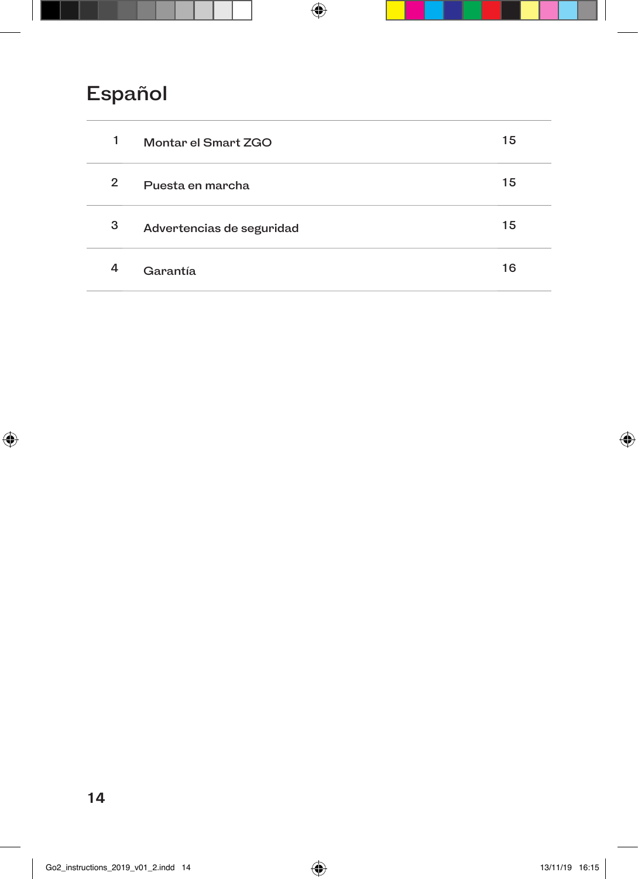# Español

| | | |
|---|---|---|
| 1 | Montar el Smart ZGO | 15 |
| 2 | Puesta en marcha | 15 |
| 3 | Advertencias de seguridad | 15 |
| 4 | Garantía | 16 |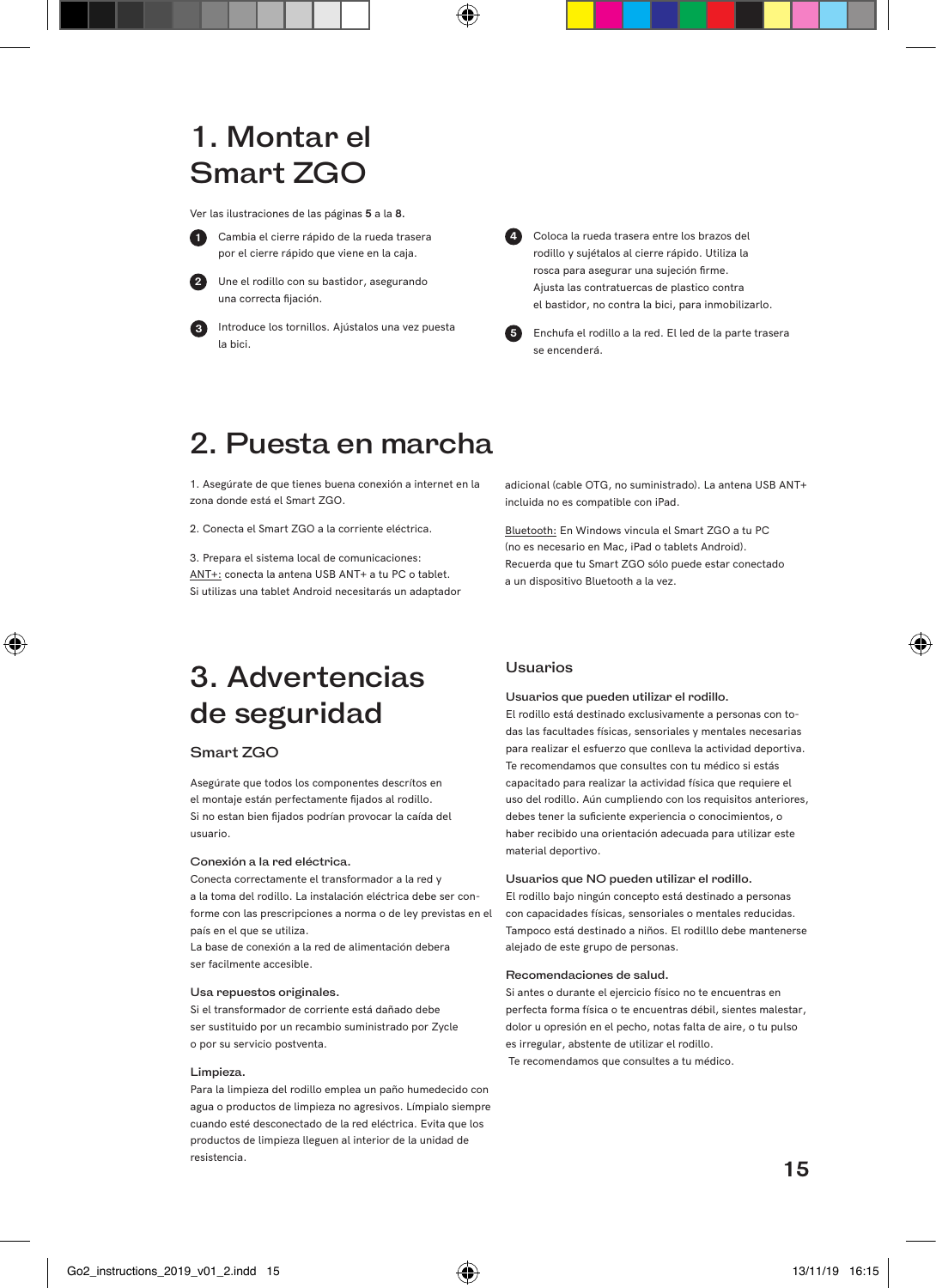# 1. Montar el Smart ZGO

Ver las ilustraciones de las páginas **5** a la **8**.

1. Cambia el cierre rápido de la rueda trasera por el cierre rápido que viene en la caja.
2. Une el rodillo con su bastidor, asegurando una correcta fijación.
3. Introduce los tornillos. Ajústalos una vez puesta la bici.
4. Coloca la rueda trasera entre los brazos del rodillo y sujétalos al cierre rápido. Utiliza la rosca para asegurar una sujeción firme. Ajusta las contratuercas de plastico contra el bastidor, no contra la bici, para inmobilizarlo.
5. Enchufa el rodillo a la red. El led de la parte trasera se encenderá.

# 2. Puesta en marcha

1. Asegúrate de que tienes buena conexión a internet en la zona donde está el Smart ZGO.

2. Conecta el Smart ZGO a la corriente eléctrica.

3. Prepara el sistema local de comunicaciones:
ANT+: conecta la antena USB ANT+ a tu PC o tablet. Si utilizas una tablet Android necesitarás un adaptador adicional (cable OTG, no suministrado). La antena USB ANT+ incluida no es compatible con iPad.

Bluetooth: En Windows vincula el Smart ZGO a tu PC (no es necesario en Mac, iPad o tablets Android). Recuerda que tu Smart ZGO sólo puede estar conectado a un dispositivo Bluetooth a la vez.

# 3. Advertencias de seguridad

## Smart ZGO

Asegúrate que todos los componentes descrítos en el montaje están perfectamente fijados al rodillo. Si no estan bien fijados podrían provocar la caída del usuario.

**Conexión a la red eléctrica.**
Conecta correctamente el transformador a la red y a la toma del rodillo. La instalación eléctrica debe ser conforme con las prescripciones a norma o de ley previstas en el país en el que se utiliza.
La base de conexión a la red de alimentación debera ser facilmente accesible.

**Usa repuestos originales.**
Si el transformador de corriente está dañado debe ser sustituido por un recambio suministrado por Zycle o por su servicio postventa.

**Limpieza.**
Para la limpieza del rodillo emplea un paño humedecido con agua o productos de limpieza no agresivos. Límpialo siempre cuando esté desconectado de la red eléctrica. Evita que los productos de limpieza lleguen al interior de la unidad de resistencia.

## Usuarios

**Usuarios que pueden utilizar el rodillo.**
El rodillo está destinado exclusivamente a personas con todas las facultades físicas, sensoriales y mentales necesarias para realizar el esfuerzo que conlleva la actividad deportiva. Te recomendamos que consultes con tu médico si estás capacitado para realizar la actividad física que requiere el uso del rodillo. Aún cumpliendo con los requisitos anteriores, debes tener la suficiente experiencia o conocimientos, o haber recibido una orientación adecuada para utilizar este material deportivo.

**Usuarios que NO pueden utilizar el rodillo.**
El rodillo bajo ningún concepto está destinado a personas con capacidades físicas, sensoriales o mentales reducidas. Tampoco está destinado a niños. El rodilllo debe mantenerse alejado de este grupo de personas.

**Recomendaciones de salud.**
Si antes o durante el ejercicio físico no te encuentras en perfecta forma física o te encuentras débil, sientes malestar, dolor u opresión en el pecho, notas falta de aire, o tu pulso es irregular, abstente de utilizar el rodillo.
Te recomendamos que consultes a tu médico.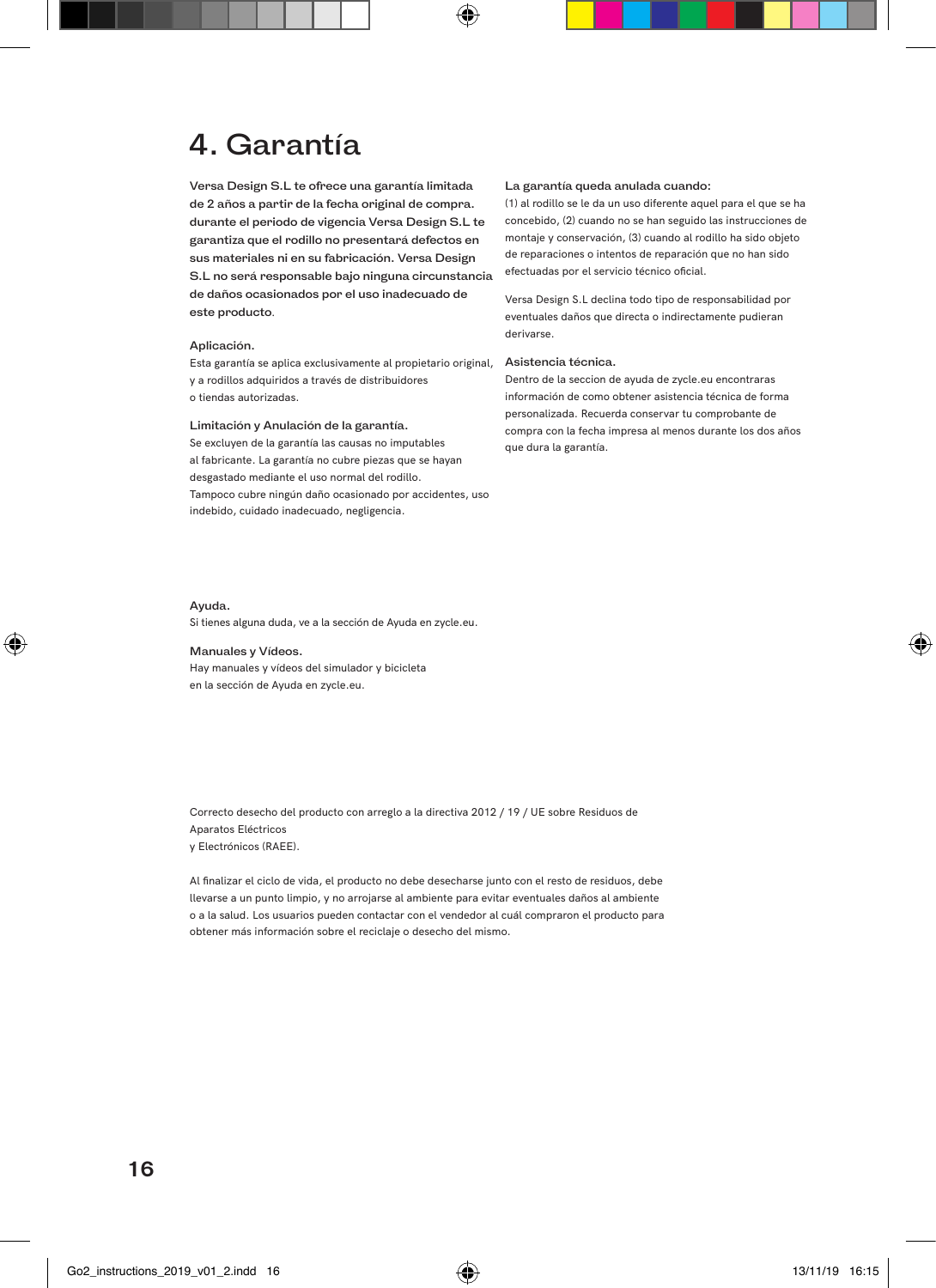# 4. Garantía

**Versa Design S.L te ofrece una garantía limitada de 2 años a partir de la fecha original de compra. durante el periodo de vigencia Versa Design S.L te garantiza que el rodillo no presentará defectos en sus materiales ni en su fabricación. Versa Design S.L no será responsable bajo ninguna circunstancia de daños ocasionados por el uso inadecuado de este producto**.

### Aplicación.

Esta garantía se aplica exclusivamente al propietario original, y a rodillos adquiridos a través de distribuidores o tiendas autorizadas.

### Limitación y Anulación de la garantía.

Se excluyen de la garantía las causas no imputables al fabricante. La garantía no cubre piezas que se hayan desgastado mediante el uso normal del rodillo.
Tampoco cubre ningún daño ocasionado por accidentes, uso indebido, cuidado inadecuado, negligencia.

### La garantía queda anulada cuando:

(1) al rodillo se le da un uso diferente aquel para el que se ha concebido, (2) cuando no se han seguido las instrucciones de montaje y conservación, (3) cuando al rodillo ha sido objeto de reparaciones o intentos de reparación que no han sido efectuadas por el servicio técnico oficial.

Versa Design S.L declina todo tipo de responsabilidad por eventuales daños que directa o indirectamente pudieran derivarse.

### Asistencia técnica.

Dentro de la seccion de ayuda de zycle.eu encontraras información de como obtener asistencia técnica de forma personalizada. Recuerda conservar tu comprobante de compra con la fecha impresa al menos durante los dos años que dura la garantía.

### Ayuda.

Si tienes alguna duda, ve a la sección de Ayuda en zycle.eu.

### Manuales y Vídeos.

Hay manuales y vídeos del simulador y bicicleta en la sección de Ayuda en zycle.eu.

Correcto desecho del producto con arreglo a la directiva 2012 / 19 / UE sobre Residuos de Aparatos Eléctricos
y Electrónicos (RAEE).

Al finalizar el ciclo de vida, el producto no debe desecharse junto con el resto de residuos, debe llevarse a un punto limpio, y no arrojarse al ambiente para evitar eventuales daños al ambiente o a la salud. Los usuarios pueden contactar con el vendedor al cuál compraron el producto para obtener más información sobre el reciclaje o desecho del mismo.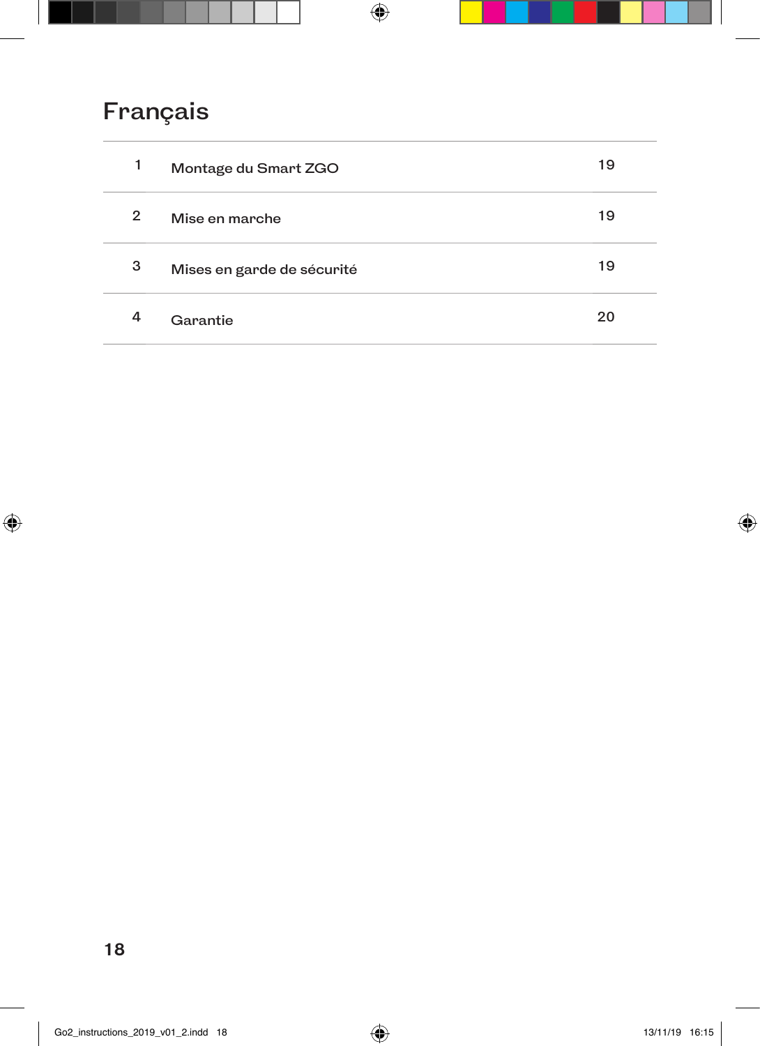# Français

| | | |
|---|---|---|
| 1 | Montage du Smart ZGO | 19 |
| 2 | Mise en marche | 19 |
| 3 | Mises en garde de sécurité | 19 |
| 4 | Garantie | 20 |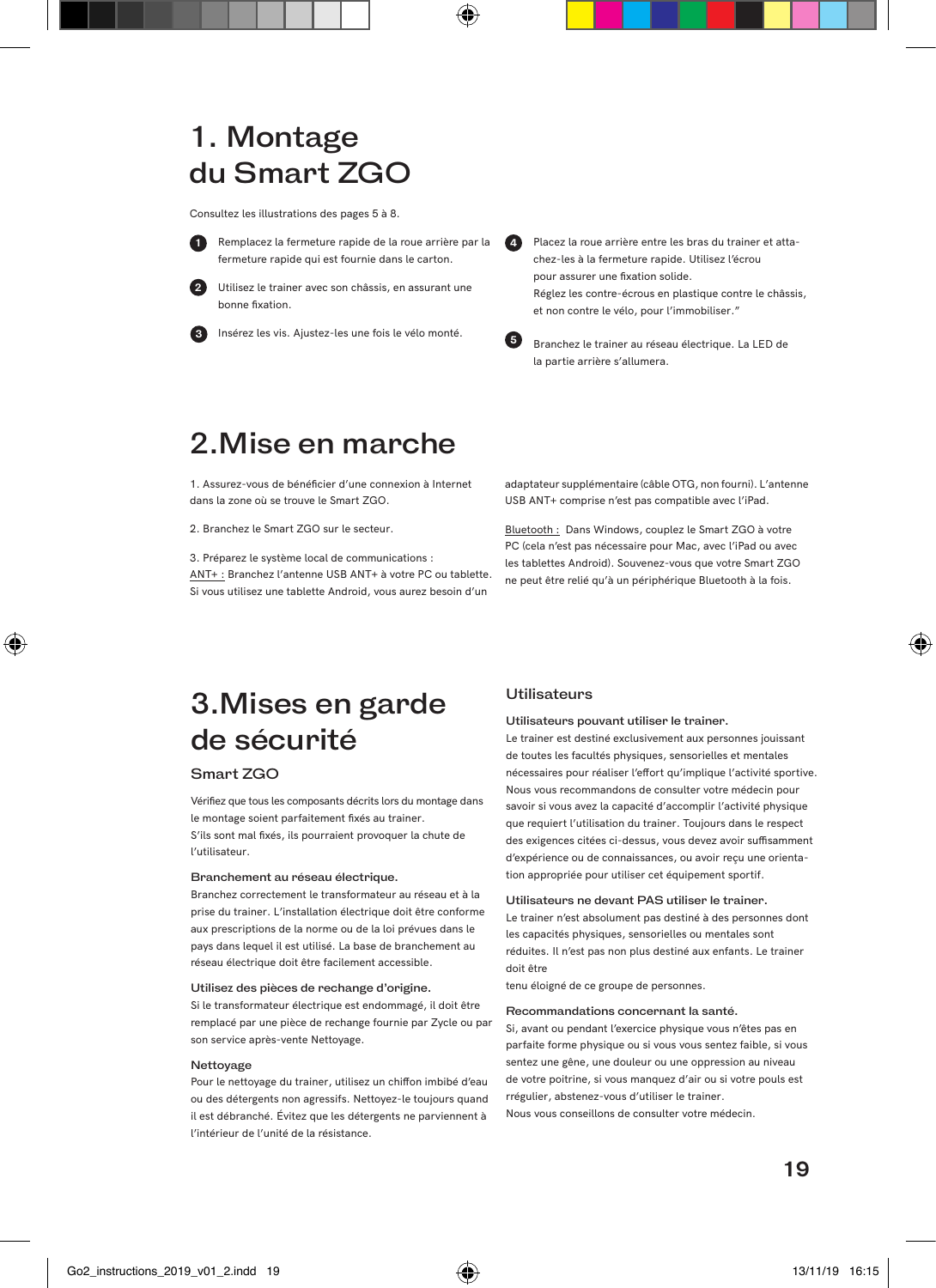# 1. Montage du Smart ZGO

Consultez les illustrations des pages 5 à 8.

1. Remplacez la fermeture rapide de la roue arrière par la fermeture rapide qui est fournie dans le carton.
2. Utilisez le trainer avec son châssis, en assurant une bonne fixation.
3. Insérez les vis. Ajustez-les une fois le vélo monté.
4. Placez la roue arrière entre les bras du trainer et attachez-les à la fermeture rapide. Utilisez l'écrou pour assurer une fixation solide.
   Réglez les contre-écrous en plastique contre le châssis, et non contre le vélo, pour l'immobiliser."
5. Branchez le trainer au réseau électrique. La LED de la partie arrière s'allumera.

# 2.Mise en marche

1. Assurez-vous de bénéficier d'une connexion à Internet dans la zone où se trouve le Smart ZGO.

2. Branchez le Smart ZGO sur le secteur.

3. Préparez le système local de communications :
ANT+ : Branchez l'antenne USB ANT+ à votre PC ou tablette. Si vous utilisez une tablette Android, vous aurez besoin d'un adaptateur supplémentaire (câble OTG, non fourni). L'antenne USB ANT+ comprise n'est pas compatible avec l'iPad.

Bluetooth : Dans Windows, couplez le Smart ZGO à votre PC (cela n'est pas nécessaire pour Mac, avec l'iPad ou avec les tablettes Android). Souvenez-vous que votre Smart ZGO ne peut être relié qu'à un périphérique Bluetooth à la fois.

# 3.Mises en garde de sécurité

## Smart ZGO

Vérifiez que tous les composants décrits lors du montage dans le montage soient parfaitement fixés au trainer.
S'ils sont mal fixés, ils pourraient provoquer la chute de l'utilisateur.

### Branchement au réseau électrique.

Branchez correctement le transformateur au réseau et à la prise du trainer. L'installation électrique doit être conforme aux prescriptions de la norme ou de la loi prévues dans le pays dans lequel il est utilisé. La base de branchement au réseau électrique doit être facilement accessible.

### Utilisez des pièces de rechange d'origine.

Si le transformateur électrique est endommagé, il doit être remplacé par une pièce de rechange fournie par Zycle ou par son service après-vente Nettoyage.

### Nettoyage

Pour le nettoyage du trainer, utilisez un chiffon imbibé d'eau ou des détergents non agressifs. Nettoyez-le toujours quand il est débranché. Évitez que les détergents ne parviennent à l'intérieur de l'unité de la résistance.

## Utilisateurs

### Utilisateurs pouvant utiliser le trainer.

Le trainer est destiné exclusivement aux personnes jouissant de toutes les facultés physiques, sensorielles et mentales nécessaires pour réaliser l'effort qu'implique l'activité sportive. Nous vous recommandons de consulter votre médecin pour savoir si vous avez la capacité d'accomplir l'activité physique que requiert l'utilisation du trainer. Toujours dans le respect des exigences citées ci-dessus, vous devez avoir suffisamment d'expérience ou de connaissances, ou avoir reçu une orientation appropriée pour utiliser cet équipement sportif.

### Utilisateurs ne devant PAS utiliser le trainer.

Le trainer n'est absolument pas destiné à des personnes dont les capacités physiques, sensorielles ou mentales sont réduites. Il n'est pas non plus destiné aux enfants. Le trainer doit être
tenu éloigné de ce groupe de personnes.

### Recommandations concernant la santé.

Si, avant ou pendant l'exercice physique vous n'êtes pas en parfaite forme physique ou si vous vous sentez faible, si vous sentez une gêne, une douleur ou une oppression au niveau de votre poitrine, si vous manquez d'air ou si votre pouls est rrégulier, abstenez-vous d'utiliser le trainer.
Nous vous conseillons de consulter votre médecin.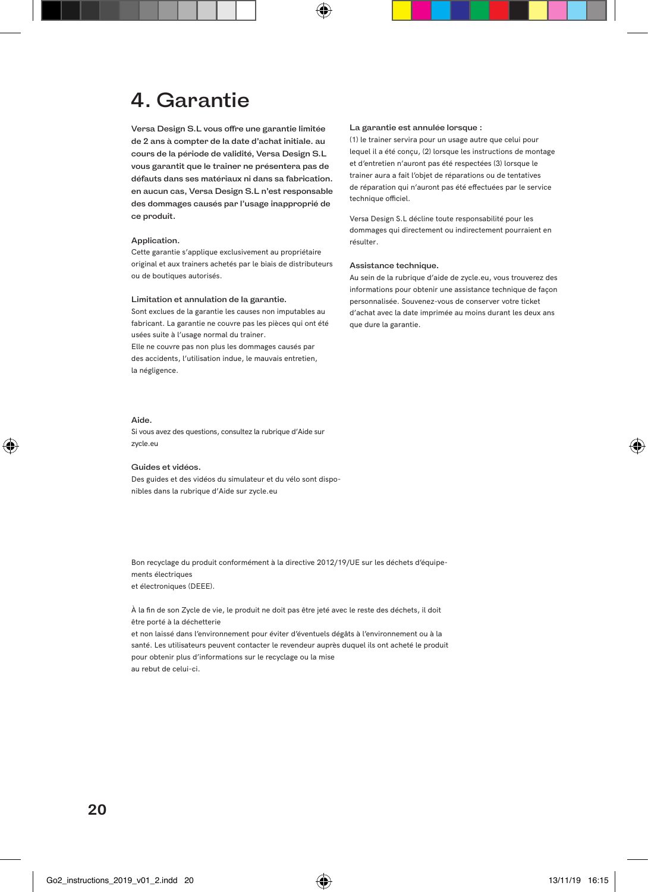# 4. Garantie

**Versa Design S.L vous offre une garantie limitée de 2 ans à compter de la date d'achat initiale. au cours de la période de validité, Versa Design S.L vous garantit que le trainer ne présentera pas de défauts dans ses matériaux ni dans sa fabrication. en aucun cas, Versa Design S.L n'est responsable des dommages causés par l'usage inapproprié de ce produit.**

### Application.

Cette garantie s'applique exclusivement au propriétaire original et aux trainers achetés par le biais de distributeurs ou de boutiques autorisés.

### Limitation et annulation de la garantie.

Sont exclues de la garantie les causes non imputables au fabricant. La garantie ne couvre pas les pièces qui ont été usées suite à l'usage normal du trainer.
Elle ne couvre pas non plus les dommages causés par des accidents, l'utilisation indue, le mauvais entretien, la négligence.

### La garantie est annulée lorsque :

(1) le trainer servira pour un usage autre que celui pour lequel il a été conçu, (2) lorsque les instructions de montage et d'entretien n'auront pas été respectées (3) lorsque le trainer aura a fait l'objet de réparations ou de tentatives de réparation qui n'auront pas été effectuées par le service technique officiel.

Versa Design S.L décline toute responsabilité pour les dommages qui directement ou indirectement pourraient en résulter.

### Assistance technique.

Au sein de la rubrique d'aide de zycle.eu, vous trouverez des informations pour obtenir une assistance technique de façon personnalisée. Souvenez-vous de conserver votre ticket d'achat avec la date imprimée au moins durant les deux ans que dure la garantie.

### Aide.

Si vous avez des questions, consultez la rubrique d'Aide sur zycle.eu

### Guides et vidéos.

Des guides et des vidéos du simulateur et du vélo sont disponibles dans la rubrique d'Aide sur zycle.eu

Bon recyclage du produit conformément à la directive 2012/19/UE sur les déchets d'équipements électriques
et électroniques (DEEE).

À la fin de son Zycle de vie, le produit ne doit pas être jeté avec le reste des déchets, il doit être porté à la déchetterie
et non laissé dans l'environnement pour éviter d'éventuels dégâts à l'environnement ou à la santé. Les utilisateurs peuvent contacter le revendeur auprès duquel ils ont acheté le produit pour obtenir plus d'informations sur le recyclage ou la mise
au rebut de celui-ci.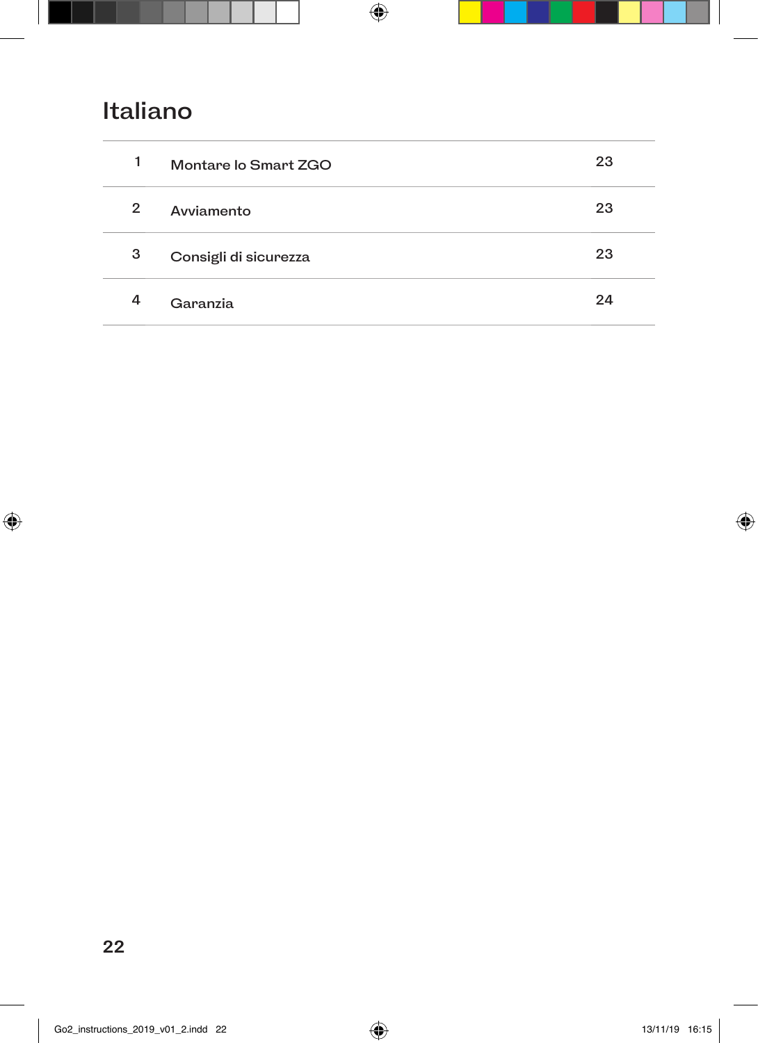# Italiano

| | | |
|---|---|---|
| 1 | Montare lo Smart ZGO | 23 |
| 2 | Avviamento | 23 |
| 3 | Consigli di sicurezza | 23 |
| 4 | Garanzia | 24 |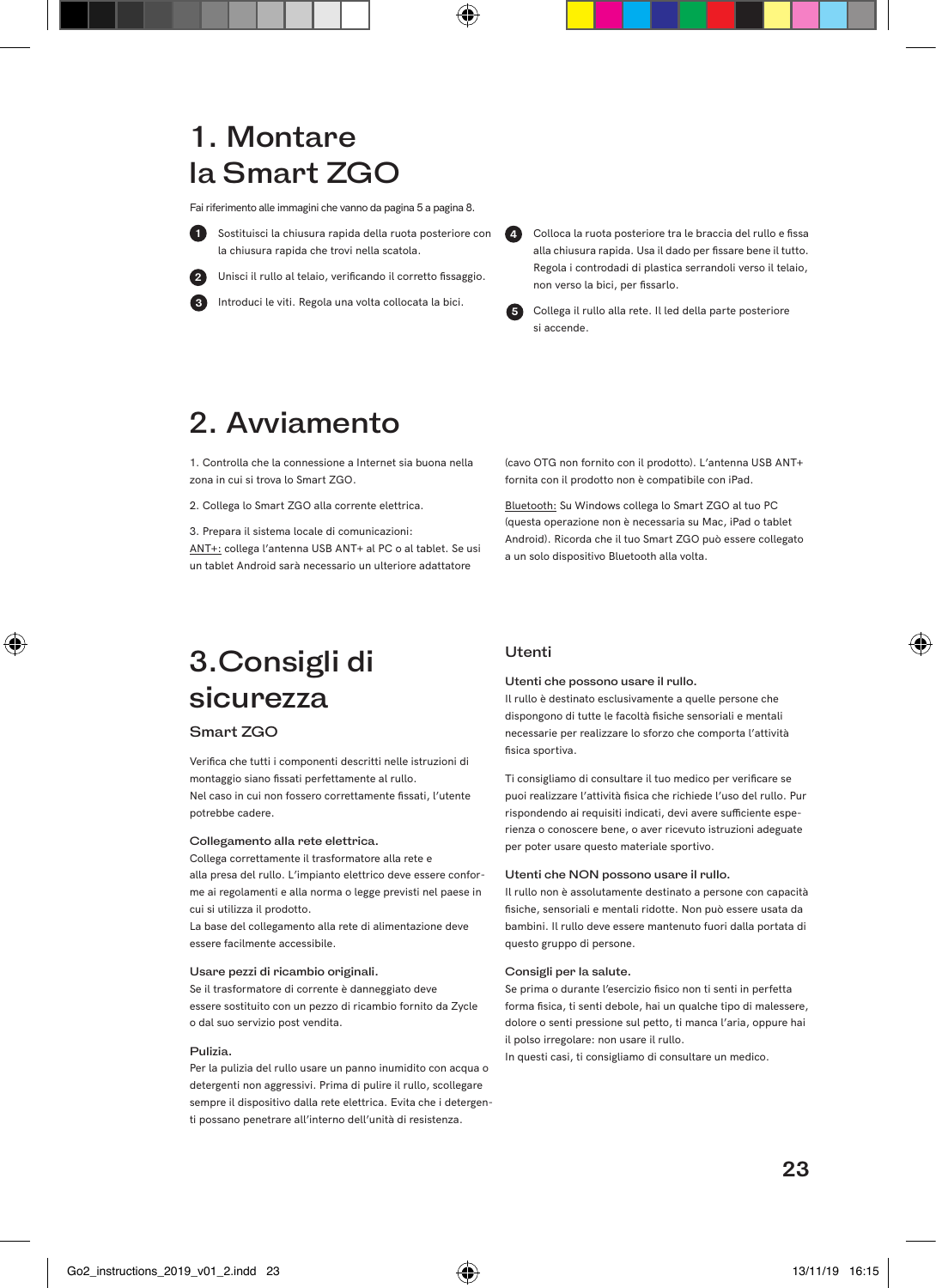# 1. Montare la Smart ZGO

Fai riferimento alle immagini che vanno da pagina 5 a pagina 8.

1. Sostituisci la chiusura rapida della ruota posteriore con la chiusura rapida che trovi nella scatola.
2. Unisci il rullo al telaio, verificando il corretto fissaggio.
3. Introduci le viti. Regola una volta collocata la bici.
4. Colloca la ruota posteriore tra le braccia del rullo e fissa alla chiusura rapida. Usa il dado per fissare bene il tutto. Regola i controdadi di plastica serrandoli verso il telaio, non verso la bici, per fissarlo.
5. Collega il rullo alla rete. Il led della parte posteriore si accende.

# 2. Avviamento

1. Controlla che la connessione a Internet sia buona nella zona in cui si trova lo Smart ZGO.

2. Collega lo Smart ZGO alla corrente elettrica.

3. Prepara il sistema locale di comunicazioni:
ANT+: collega l'antenna USB ANT+ al PC o al tablet. Se usi un tablet Android sarà necessario un ulteriore adattatore (cavo OTG non fornito con il prodotto). L'antenna USB ANT+ fornita con il prodotto non è compatibile con iPad.

Bluetooth: Su Windows collega lo Smart ZGO al tuo PC (questa operazione non è necessaria su Mac, iPad o tablet Android). Ricorda che il tuo Smart ZGO può essere collegato a un solo dispositivo Bluetooth alla volta.

# 3.Consigli di sicurezza

## Smart ZGO

Verifica che tutti i componenti descritti nelle istruzioni di montaggio siano fissati perfettamente al rullo.
Nel caso in cui non fossero correttamente fissati, l'utente potrebbe cadere.

### Collegamento alla rete elettrica.

Collega correttamente il trasformatore alla rete e alla presa del rullo. L'impianto elettrico deve essere conforme ai regolamenti e alla norma o legge previsti nel paese in cui si utilizza il prodotto.
La base del collegamento alla rete di alimentazione deve essere facilmente accessibile.

### Usare pezzi di ricambio originali.

Se il trasformatore di corrente è danneggiato deve essere sostituito con un pezzo di ricambio fornito da Zycle o dal suo servizio post vendita.

### Pulizia.

Per la pulizia del rullo usare un panno inumidito con acqua o detergenti non aggressivi. Prima di pulire il rullo, scollegare sempre il dispositivo dalla rete elettrica. Evita che i detergenti possano penetrare all'interno dell'unità di resistenza.

## Utenti

### Utenti che possono usare il rullo.

Il rullo è destinato esclusivamente a quelle persone che dispongono di tutte le facoltà fisiche sensoriali e mentali necessarie per realizzare lo sforzo che comporta l'attività fisica sportiva.

Ti consigliamo di consultare il tuo medico per verificare se puoi realizzare l'attività fisica che richiede l'uso del rullo. Pur rispondendo ai requisiti indicati, devi avere sufficiente esperienza o conoscere bene, o aver ricevuto istruzioni adeguate per poter usare questo materiale sportivo.

### Utenti che NON possono usare il rullo.

Il rullo non è assolutamente destinato a persone con capacità fisiche, sensoriali e mentali ridotte. Non può essere usata da bambini. Il rullo deve essere mantenuto fuori dalla portata di questo gruppo di persone.

### Consigli per la salute.

Se prima o durante l'esercizio fisico non ti senti in perfetta forma fisica, ti senti debole, hai un qualche tipo di malessere, dolore o senti pressione sul petto, ti manca l'aria, oppure hai il polso irregolare: non usare il rullo.
In questi casi, ti consigliamo di consultare un medico.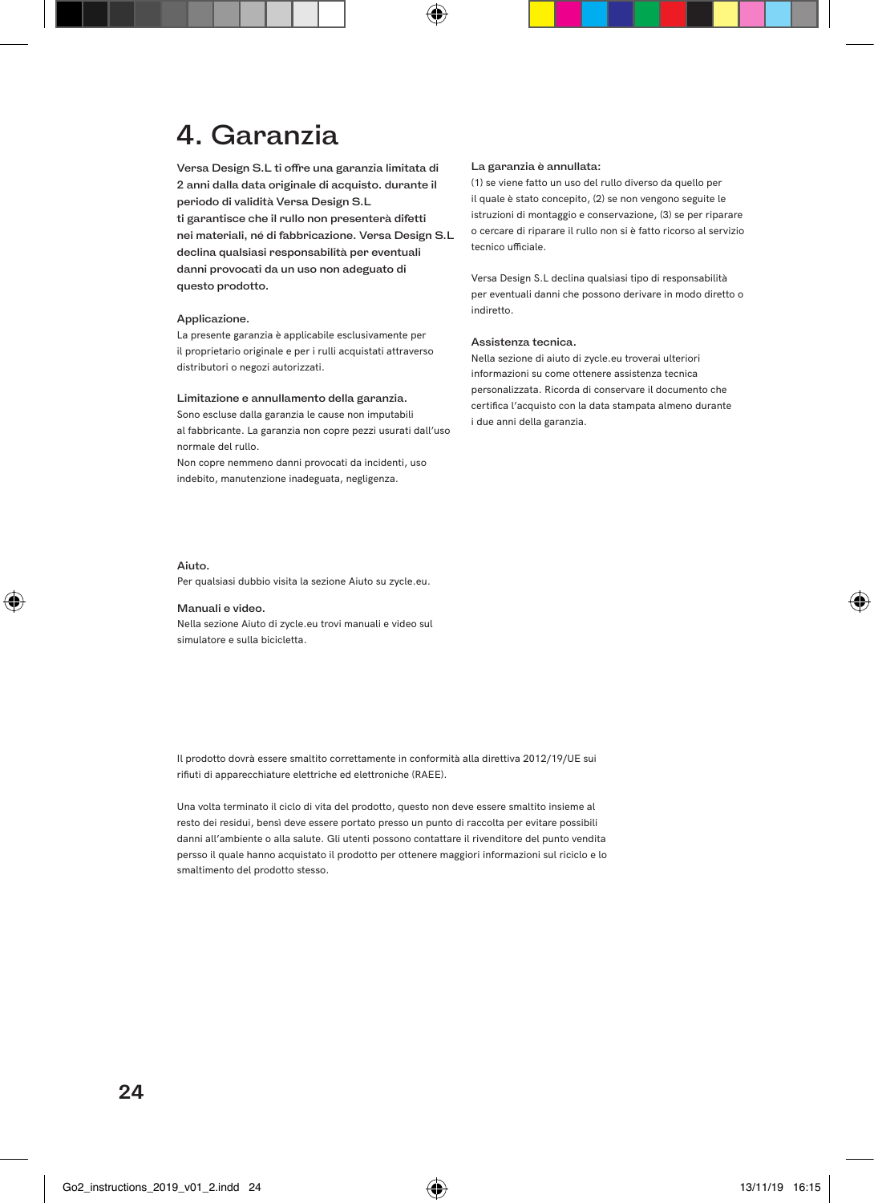# 4. Garanzia

**Versa Design S.L ti offre una garanzia limitata di 2 anni dalla data originale di acquisto. durante il periodo di validità Versa Design S.L ti garantisce che il rullo non presenterà difetti nei materiali, né di fabbricazione. Versa Design S.L declina qualsiasi responsabilità per eventuali danni provocati da un uso non adeguato di questo prodotto.**

### Applicazione.

La presente garanzia è applicabile esclusivamente per il proprietario originale e per i rulli acquistati attraverso distributori o negozi autorizzati.

### Limitazione e annullamento della garanzia.

Sono escluse dalla garanzia le cause non imputabili al fabbricante. La garanzia non copre pezzi usurati dall'uso normale del rullo.
Non copre nemmeno danni provocati da incidenti, uso indebito, manutenzione inadeguata, negligenza.

### La garanzia è annullata:

(1) se viene fatto un uso del rullo diverso da quello per il quale è stato concepito, (2) se non vengono seguite le istruzioni di montaggio e conservazione, (3) se per riparare o cercare di riparare il rullo non si è fatto ricorso al servizio tecnico ufficiale.

Versa Design S.L declina qualsiasi tipo di responsabilità per eventuali danni che possono derivare in modo diretto o indiretto.

### Assistenza tecnica.

Nella sezione di aiuto di zycle.eu troverai ulteriori informazioni su come ottenere assistenza tecnica personalizzata. Ricorda di conservare il documento che certifica l'acquisto con la data stampata almeno durante i due anni della garanzia.

### Aiuto.

Per qualsiasi dubbio visita la sezione Aiuto su zycle.eu.

### Manuali e video.

Nella sezione Aiuto di zycle.eu trovi manuali e video sul simulatore e sulla bicicletta.

Il prodotto dovrà essere smaltito correttamente in conformità alla direttiva 2012/19/UE sui rifiuti di apparecchiature elettriche ed elettroniche (RAEE).

Una volta terminato il ciclo di vita del prodotto, questo non deve essere smaltito insieme al resto dei residui, bensì deve essere portato presso un punto di raccolta per evitare possibili danni all'ambiente o alla salute. Gli utenti possono contattare il rivenditore del punto vendita persso il quale hanno acquistato il prodotto per ottenere maggiori informazioni sul riciclo e lo smaltimento del prodotto stesso.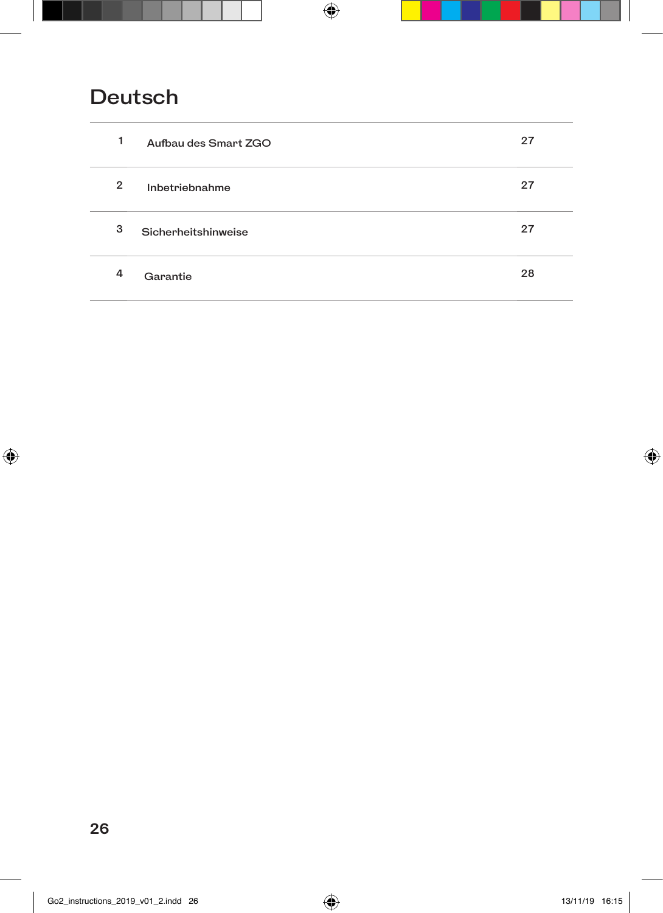# Deutsch

| | | |
|---|---|---|
| 1 | Aufbau des Smart ZGO | 27 |
| 2 | Inbetriebnahme | 27 |
| 3 | Sicherheitshinweise | 27 |
| 4 | Garantie | 28 |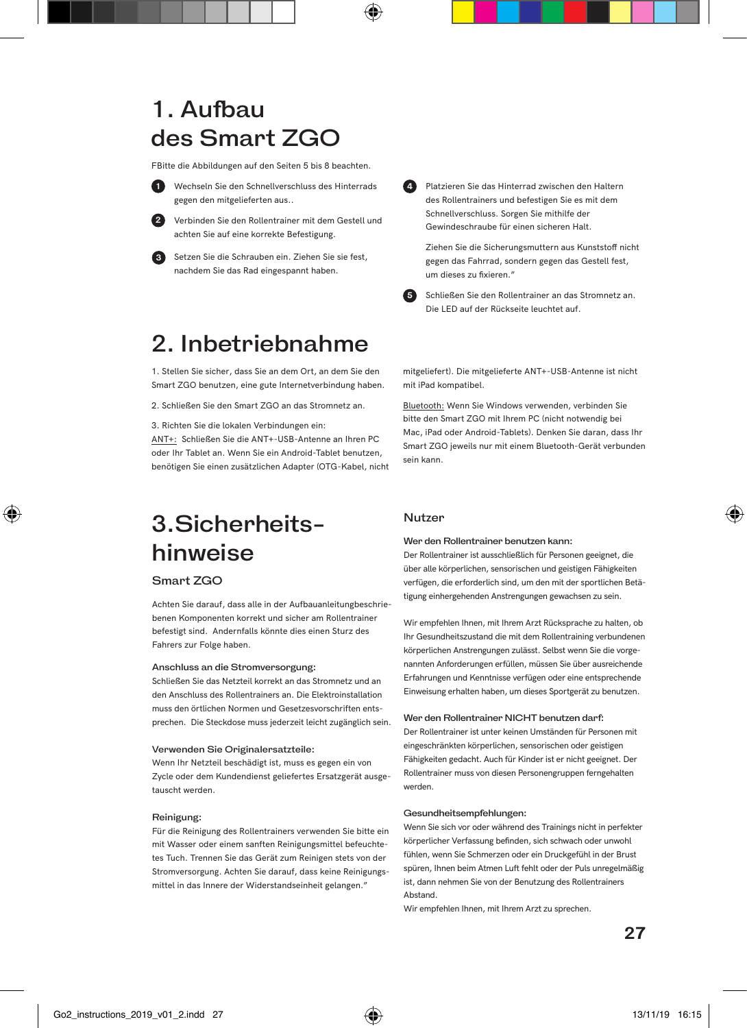# 1. Aufbau des Smart ZGO

FBitte die Abbildungen auf den Seiten 5 bis 8 beachten.

1. Wechseln Sie den Schnellverschluss des Hinterrads gegen den mitgelieferten aus..
2. Verbinden Sie den Rollentrainer mit dem Gestell und achten Sie auf eine korrekte Befestigung.
3. Setzen Sie die Schrauben ein. Ziehen Sie sie fest, nachdem Sie das Rad eingespannt haben.
4. Platzieren Sie das Hinterrad zwischen den Haltern des Rollentrainers und befestigen Sie es mit dem Schnellverschluss. Sorgen Sie mithilfe der Gewindeschraube für einen sicheren Halt.

   Ziehen Sie die Sicherungsmuttern aus Kunststoff nicht gegen das Fahrrad, sondern gegen das Gestell fest, um dieses zu fixieren."
5. Schließen Sie den Rollentrainer an das Stromnetz an. Die LED auf der Rückseite leuchtet auf.

# 2. Inbetriebnahme

1. Stellen Sie sicher, dass Sie an dem Ort, an dem Sie den Smart ZGO benutzen, eine gute Internetverbindung haben.

2. Schließen Sie den Smart ZGO an das Stromnetz an.

3. Richten Sie die lokalen Verbindungen ein:
ANT+: Schließen Sie die ANT+-USB-Antenne an Ihren PC oder Ihr Tablet an. Wenn Sie ein Android-Tablet benutzen, benötigen Sie einen zusätzlichen Adapter (OTG-Kabel, nicht mitgeliefert). Die mitgelieferte ANT+-USB-Antenne ist nicht mit iPad kompatibel.

Bluetooth: Wenn Sie Windows verwenden, verbinden Sie bitte den Smart ZGO mit Ihrem PC (nicht notwendig bei Mac, iPad oder Android-Tablets). Denken Sie daran, dass Ihr Smart ZGO jeweils nur mit einem Bluetooth-Gerät verbunden sein kann.

# 3.Sicherheits-hinweise

## Smart ZGO

Achten Sie darauf, dass alle in der Aufbauanleitungbeschriebenen Komponenten korrekt und sicher am Rollentrainer befestigt sind. Andernfalls könnte dies einen Sturz des Fahrers zur Folge haben.

### Anschluss an die Stromversorgung:

Schließen Sie das Netzteil korrekt an das Stromnetz und an den Anschluss des Rollentrainers an. Die Elektroinstallation muss den örtlichen Normen und Gesetzesvorschriften entsprechen. Die Steckdose muss jederzeit leicht zugänglich sein.

### Verwenden Sie Originalersatzteile:

Wenn Ihr Netzteil beschädigt ist, muss es gegen ein von Zycle oder dem Kundendienst geliefertes Ersatzgerät ausgetauscht werden.

### Reinigung:

Für die Reinigung des Rollentrainers verwenden Sie bitte ein mit Wasser oder einem sanften Reinigungsmittel befeuchtetes Tuch. Trennen Sie das Gerät zum Reinigen stets von der Stromversorgung. Achten Sie darauf, dass keine Reinigungsmittel in das Innere der Widerstandseinheit gelangen."

## Nutzer

### Wer den Rollentrainer benutzen kann:

Der Rollentrainer ist ausschließlich für Personen geeignet, die über alle körperlichen, sensorischen und geistigen Fähigkeiten verfügen, die erforderlich sind, um den mit der sportlichen Betätigung einhergehenden Anstrengungen gewachsen zu sein.

Wir empfehlen Ihnen, mit Ihrem Arzt Rücksprache zu halten, ob Ihr Gesundheitszustand die mit dem Rollentraining verbundenen körperlichen Anstrengungen zulässt. Selbst wenn Sie die vorgenannten Anforderungen erfüllen, müssen Sie über ausreichende Erfahrungen und Kenntnisse verfügen oder eine entsprechende Einweisung erhalten haben, um dieses Sportgerät zu benutzen.

### Wer den Rollentrainer NICHT benutzen darf:

Der Rollentrainer ist unter keinen Umständen für Personen mit eingeschränkten körperlichen, sensorischen oder geistigen Fähigkeiten gedacht. Auch für Kinder ist er nicht geeignet. Der Rollentrainer muss von diesen Personengruppen ferngehalten werden.

### Gesundheitsempfehlungen:

Wenn Sie sich vor oder während des Trainings nicht in perfekter körperlicher Verfassung befinden, sich schwach oder unwohl fühlen, wenn Sie Schmerzen oder ein Druckgefühl in der Brust spüren, Ihnen beim Atmen Luft fehlt oder der Puls unregelmäßig ist, dann nehmen Sie von der Benutzung des Rollentrainers Abstand.
Wir empfehlen Ihnen, mit Ihrem Arzt zu sprechen.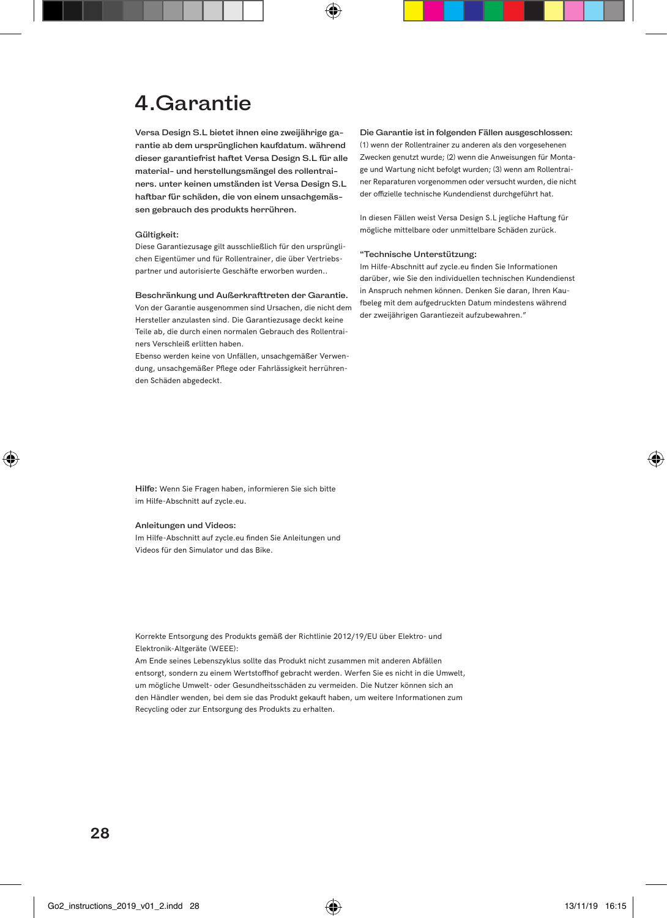# 4.Garantie

**Versa Design S.L bietet ihnen eine zweijährige garantie ab dem ursprünglichen kaufdatum. während dieser garantiefrist haftet Versa Design S.L für alle material- und herstellungsmängel des rollentrainers. unter keinen umständen ist Versa Design S.L haftbar für schäden, die von einem unsachgemässen gebrauch des produkts herrühren.**

**Gültigkeit:**
Diese Garantiezusage gilt ausschließlich für den ursprünglichen Eigentümer und für Rollentrainer, die über Vertriebspartner und autorisierte Geschäfte erworben wurden..

**Beschränkung und Außerkrafttreten der Garantie.**
Von der Garantie ausgenommen sind Ursachen, die nicht dem Hersteller anzulasten sind. Die Garantiezusage deckt keine Teile ab, die durch einen normalen Gebrauch des Rollentrainers Verschleiß erlitten haben.
Ebenso werden keine von Unfällen, unsachgemäßer Verwendung, unsachgemäßer Pflege oder Fahrlässigkeit herrührenden Schäden abgedeckt.

**Die Garantie ist in folgenden Fällen ausgeschlossen:**
(1) wenn der Rollentrainer zu anderen als den vorgesehenen Zwecken genutzt wurde; (2) wenn die Anweisungen für Montage und Wartung nicht befolgt wurden; (3) wenn am Rollentrainer Reparaturen vorgenommen oder versucht wurden, die nicht der offizielle technische Kundendienst durchgeführt hat.

In diesen Fällen weist Versa Design S.L jegliche Haftung für mögliche mittelbare oder unmittelbare Schäden zurück.

**“Technische Unterstützung:**
Im Hilfe-Abschnitt auf zycle.eu finden Sie Informationen darüber, wie Sie den individuellen technischen Kundendienst in Anspruch nehmen können. Denken Sie daran, Ihren Kaufbeleg mit dem aufgedruckten Datum mindestens während der zweijährigen Garantiezeit aufzubewahren.”

**Hilfe:** Wenn Sie Fragen haben, informieren Sie sich bitte im Hilfe-Abschnitt auf zycle.eu.

**Anleitungen und Videos:**
Im Hilfe-Abschnitt auf zycle.eu finden Sie Anleitungen und Videos für den Simulator und das Bike.

Korrekte Entsorgung des Produkts gemäß der Richtlinie 2012/19/EU über Elektro- und Elektronik-Altgeräte (WEEE):
Am Ende seines Lebenszyklus sollte das Produkt nicht zusammen mit anderen Abfällen entsorgt, sondern zu einem Wertstoffhof gebracht werden. Werfen Sie es nicht in die Umwelt, um mögliche Umwelt- oder Gesundheitsschäden zu vermeiden. Die Nutzer können sich an den Händler wenden, bei dem sie das Produkt gekauft haben, um weitere Informationen zum Recycling oder zur Entsorgung des Produkts zu erhalten.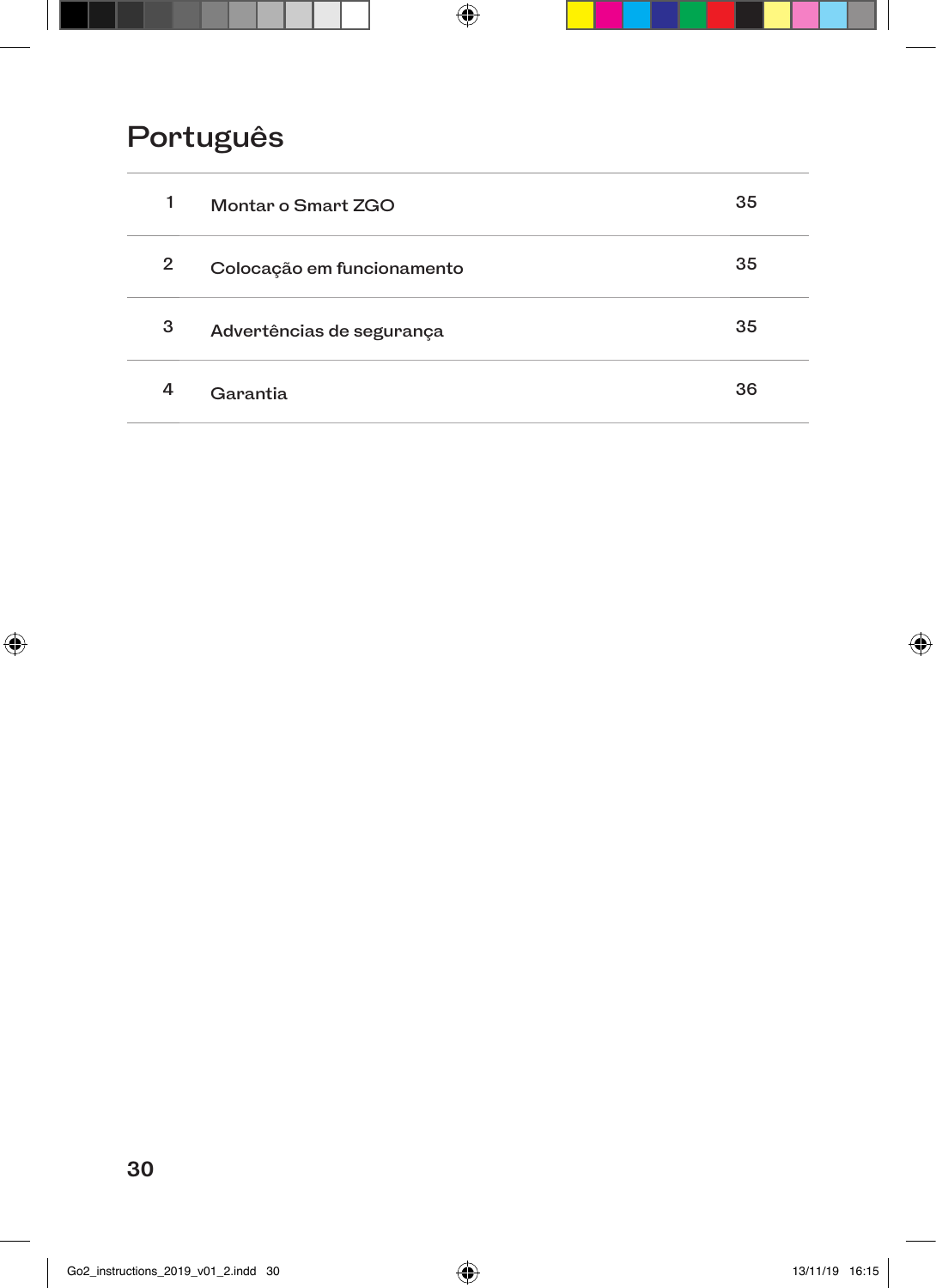# Português

| | | |
|---|---|---|
| 1 | Montar o Smart ZGO | 35 |
| 2 | Colocação em funcionamento | 35 |
| 3 | Advertências de segurança | 35 |
| 4 | Garantia | 36 |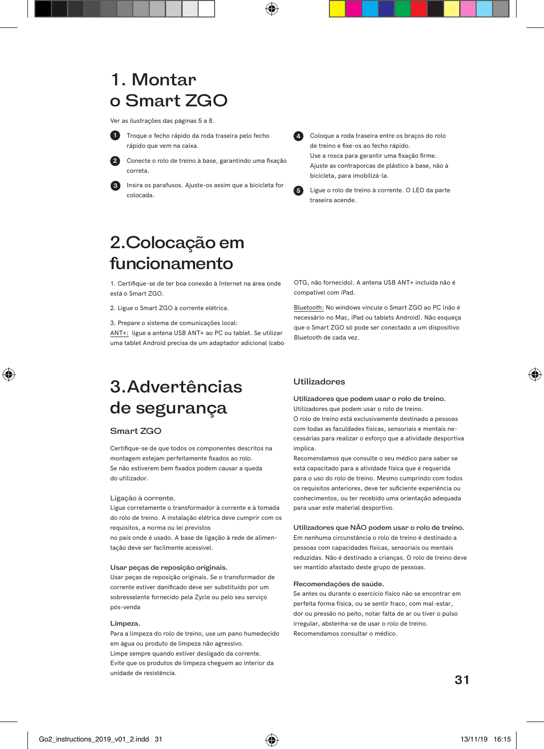# 1. Montar o Smart ZGO

Ver as ilustrações das páginas 5 a 8.

1. Troque o fecho rápido da roda traseira pelo fecho rápido que vem na caixa.
2. Conecte o rolo de treino à base, garantindo uma fixação correta.
3. Insira os parafusos. Ajuste-os assim que a bicicleta for colocada.
4. Coloque a roda traseira entre os braços do rolo de treino e fixe-os ao fecho rápido. Use a rosca para garantir uma fixação firme. Ajuste as contraporcas de plástico à base, não à bicicleta, para imobilizá-la.
5. Ligue o rolo de treino à corrente. O LED da parte traseira acende.

# 2.Colocação em funcionamento

1. Certifique-se de ter boa conexão à Internet na área onde está o Smart ZGO.

2. Ligue o Smart ZGO à corrente elétrica.

3. Prepare o sistema de comunicações local:
ANT+: ligue a antena USB ANT+ ao PC ou tablet. Se utilizar uma tablet Android precisa de um adaptador adicional (cabo OTG, não fornecido). A antena USB ANT+ incluída não é compatível com iPad.

Bluetooth: No windows vincule o Smart ZGO ao PC (não é necessário no Mac, iPad ou tablets Android). Não esqueça que o Smart ZGO só pode ser conectado a um dispositivo Bluetooth de cada vez.

# 3.Advertências de segurança

## Smart ZGO

Certifique-se de que todos os componentes descritos na montagem estejam perfeitamente fixados ao rolo.
Se não estiverem bem fixados podem causar a queda do utilizador.

### Ligação à corrente.

Ligue corretamente o transformador à corrente e à tomada do rolo de treino. A instalação elétrica deve cumprir com os requisitos, a norma ou lei previstos
no país onde é usado. A base de ligação à rede de alimentação deve ser facilmente acessível.

### Usar peças de reposição originais.

Usar peças de reposição originais. Se o transformador de corrente estiver danificado deve ser substituído por um sobresselente fornecido pela Zycle ou pelo seu serviço pós-venda

### Limpeza.

Para a limpeza do rolo de treino, use um pano humedecido em água ou produto de limpeza não agressivo.
Limpe sempre quando estiver desligado da corrente.
Evite que os produtos de limpeza cheguem ao interior da unidade de resistência.

## Utilizadores

### Utilizadores que podem usar o rolo de treino.

Utilizadores que podem usar o rolo de treino.
O rolo de treino está exclusivamente destinado a pessoas com todas as faculdades físicas, sensoriais e mentais necessárias para realizar o esforço que a atividade desportiva implica.
Recomendamos que consulte o seu médico para saber se está capacitado para a atividade física que é requerida para o uso do rolo de treino. Mesmo cumprindo com todos os requisitos anteriores, deve ter suficiente experiência ou conhecimentos, ou ter recebido uma orientação adequada para usar este material desportivo.

### Utilizadores que NÃO podem usar o rolo de treino.

Em nenhuma circunstância o rolo de treino é destinado a pessoas com capacidades físicas, sensoriais ou mentais reduzidas. Não é destinado a crianças. O rolo de treino deve ser mantido afastado deste grupo de pessoas.

### Recomendações de saúde.

Se antes ou durante o exercício físico não se encontrar em perfeita forma física, ou se sentir fraco, com mal-estar, dor ou pressão no peito, notar falta de ar ou tiver o pulso irregular, abstenha-se de usar o rolo de treino.
Recomendamos consultar o médico.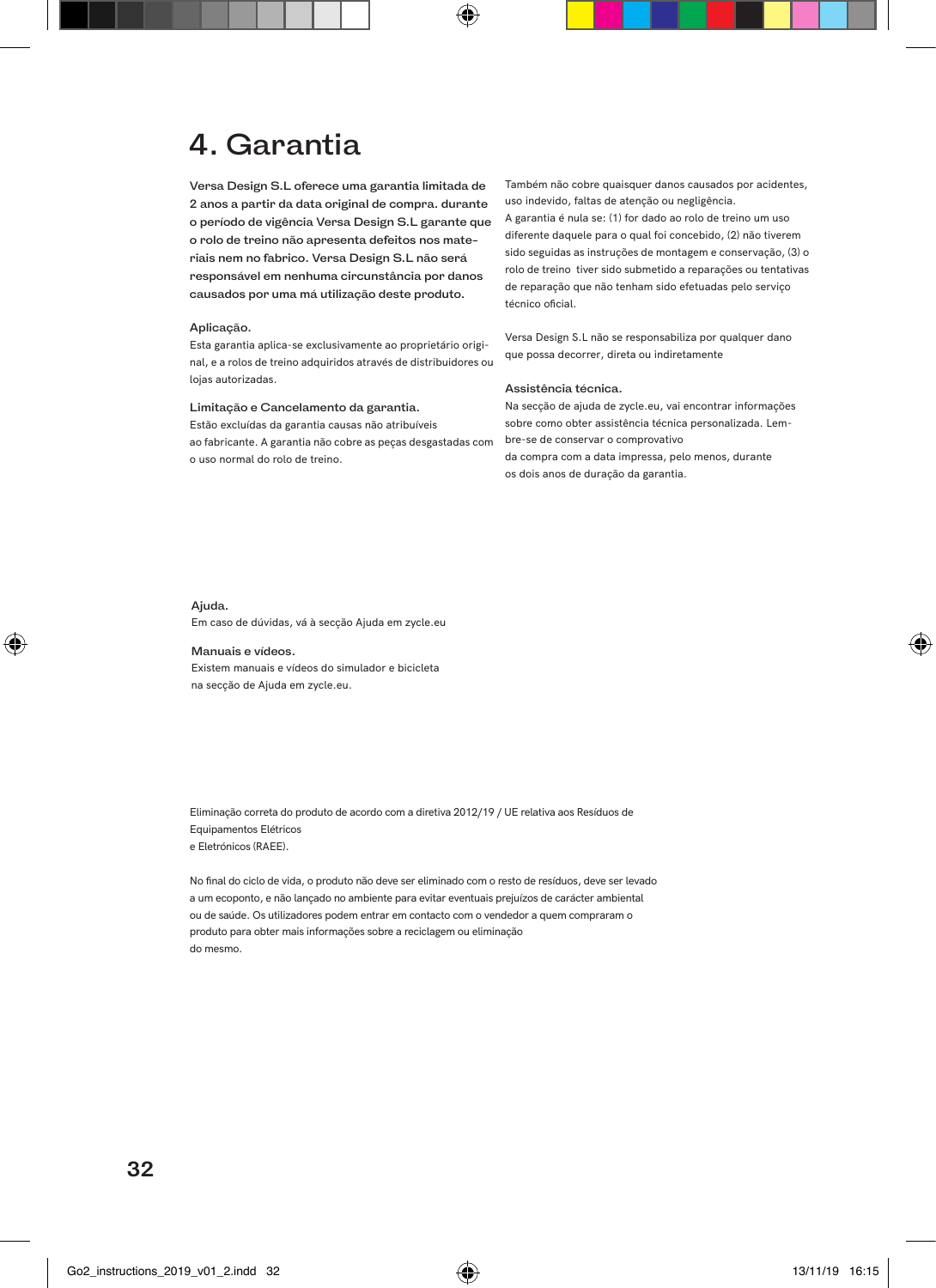# 4. Garantia

**Versa Design S.L oferece uma garantia limitada de 2 anos a partir da data original de compra. durante o período de vigência Versa Design S.L garante que o rolo de treino não apresenta defeitos nos materiais nem no fabrico. Versa Design S.L não será responsável em nenhuma circunstância por danos causados por uma má utilização deste produto.**

### Aplicação.

Esta garantia aplica-se exclusivamente ao proprietário original, e a rolos de treino adquiridos através de distribuidores ou lojas autorizadas.

### Limitação e Cancelamento da garantia.

Estão excluídas da garantia causas não atribuíveis ao fabricante. A garantia não cobre as peças desgastadas com o uso normal do rolo de treino.

Também não cobre quaisquer danos causados por acidentes, uso indevido, faltas de atenção ou negligência.
A garantia é nula se: (1) for dado ao rolo de treino um uso diferente daquele para o qual foi concebido, (2) não tiverem sido seguidas as instruções de montagem e conservação, (3) o rolo de treino tiver sido submetido a reparações ou tentativas de reparação que não tenham sido efetuadas pelo serviço técnico oficial.

Versa Design S.L não se responsabiliza por qualquer dano que possa decorrer, direta ou indiretamente

### Assistência técnica.

Na secção de ajuda de zycle.eu, vai encontrar informações sobre como obter assistência técnica personalizada. Lembre-se de conservar o comprovativo da compra com a data impressa, pelo menos, durante os dois anos de duração da garantia.

### Ajuda.

Em caso de dúvidas, vá à secção Ajuda em zycle.eu

### Manuais e vídeos.

Existem manuais e vídeos do simulador e bicicleta na secção de Ajuda em zycle.eu.

Eliminação correta do produto de acordo com a diretiva 2012/19 / UE relativa aos Resíduos de Equipamentos Elétricos e Eletrónicos (RAEE).

No final do ciclo de vida, o produto não deve ser eliminado com o resto de resíduos, deve ser levado a um ecoponto, e não lançado no ambiente para evitar eventuais prejuízos de carácter ambiental ou de saúde. Os utilizadores podem entrar em contacto com o vendedor a quem compraram o produto para obter mais informações sobre a reciclagem ou eliminação do mesmo.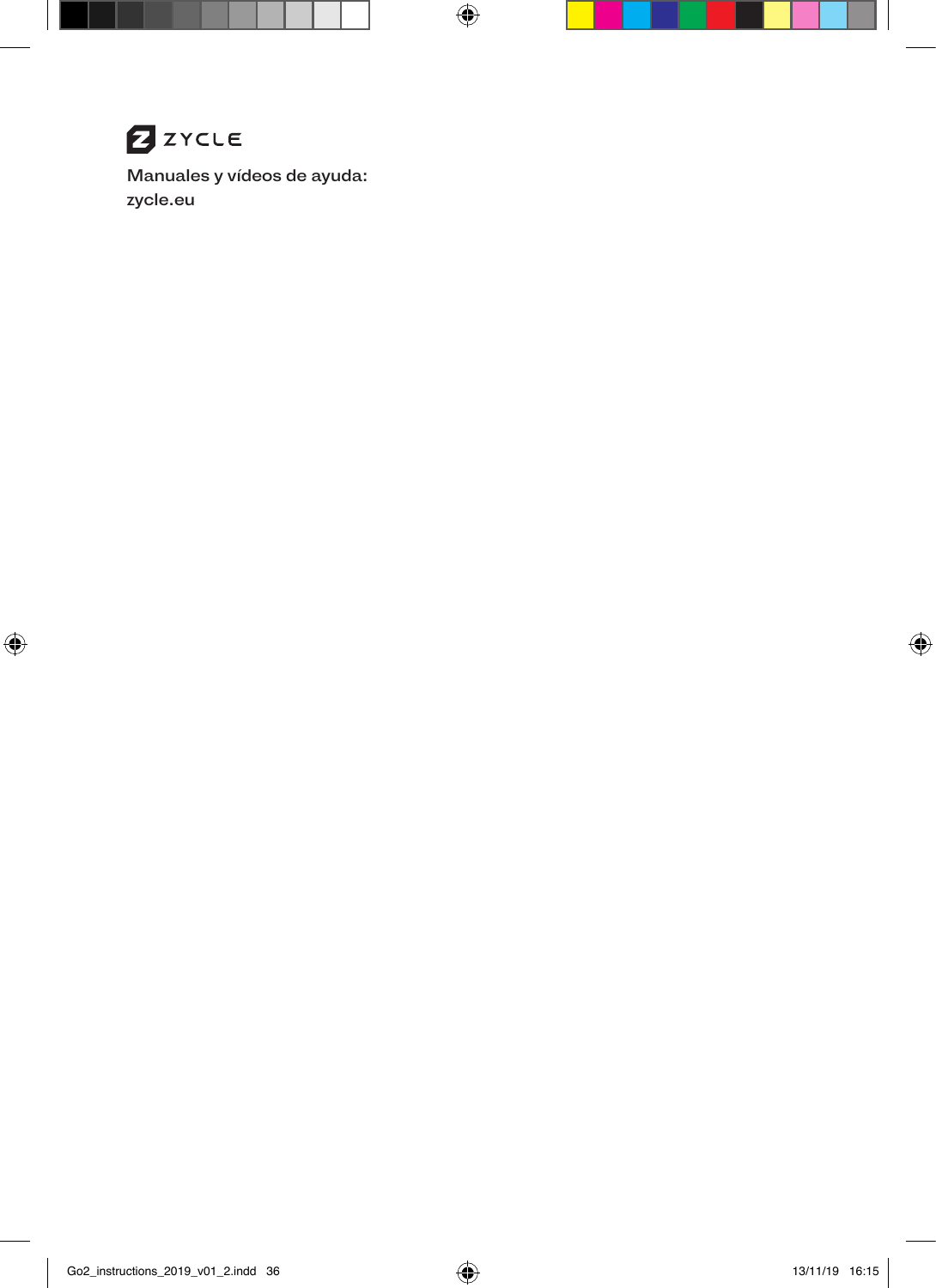ZYCLE

Manuales y vídeos de ayuda:
zycle.eu